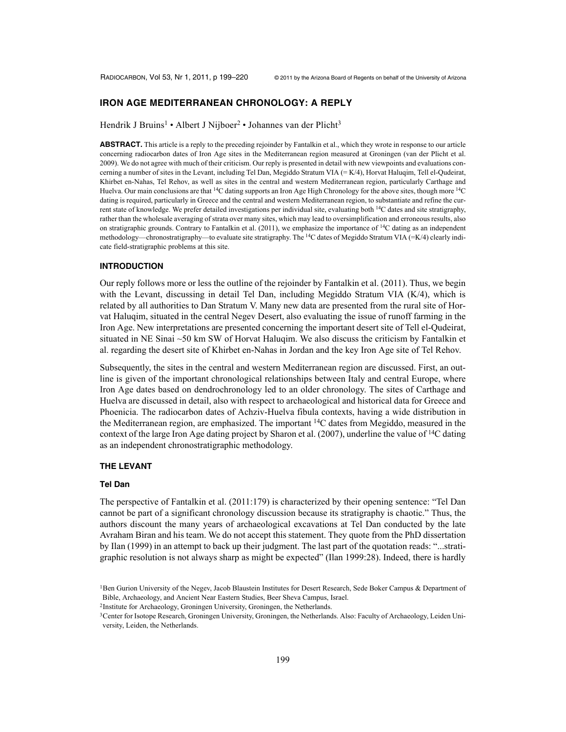# IRON AGE MEDITERRANEAN CHRONOLOGY: A REPLY

Hendrik J Bruins[1] • Albert J Nijboer[2] • Johannes van der Plicht[3]

**ABSTRACT.** This article is a reply to the preceding rejoinder by Fantalkin et al., which they wrote in response to our article concerning radiocarbon dates of Iron Age sites in the Mediterranean region measured at Groningen (van der Plicht et al. 2009). We do not agree with much of their criticism. Our reply is presented in detail with new viewpoints and evaluations concerning a number of sites in the Levant, including Tel Dan, Megiddo Stratum VIA (= K/4), Horvat Haluqim, Tell el-Qudeirat, Khirbet en-Nahas, Tel Rehov, as well as sites in the central and western Mediterranean region, particularly Carthage and Huelva. Our main conclusions are that $^{14}$C dating supports an Iron Age High Chronology for the above sites, though more $^{14}$C dating is required, particularly in Greece and the central and western Mediterranean region, to substantiate and refine the current state of knowledge. We prefer detailed investigations per individual site, evaluating both $^{14}$C dates and site stratigraphy, rather than the wholesale averaging of strata over many sites, which may lead to oversimplification and erroneous results, also on stratigraphic grounds. Contrary to Fantalkin et al. (2011), we emphasize the importance of $^{14}$C dating as an independent methodology—chronostratigraphy—to evaluate site stratigraphy. The $^{14}$C dates of Megiddo Stratum VIA (=K/4) clearly indicate field-stratigraphic problems at this site.

## INTRODUCTION

Our reply follows more or less the outline of the rejoinder by Fantalkin et al. (2011). Thus, we begin with the Levant, discussing in detail Tel Dan, including Megiddo Stratum VIA (K/4), which is related by all authorities to Dan Stratum V. Many new data are presented from the rural site of Horvat Haluqim, situated in the central Negev Desert, also evaluating the issue of runoff farming in the Iron Age. New interpretations are presented concerning the important desert site of Tell el-Qudeirat, situated in NE Sinai ~50 km SW of Horvat Haluqim. We also discuss the criticism by Fantalkin et al. regarding the desert site of Khirbet en-Nahas in Jordan and the key Iron Age site of Tel Rehov.

Subsequently, the sites in the central and western Mediterranean region are discussed. First, an outline is given of the important chronological relationships between Italy and central Europe, where Iron Age dates based on dendrochronology led to an older chronology. The sites of Carthage and Huelva are discussed in detail, also with respect to archaeological and historical data for Greece and Phoenicia. The radiocarbon dates of Achziv-Huelva fibula contexts, having a wide distribution in the Mediterranean region, are emphasized. The important $^{14}$C dates from Megiddo, measured in the context of the large Iron Age dating project by Sharon et al. (2007), underline the value of $^{14}$C dating as an independent chronostratigraphic methodology.

## THE LEVANT

### Tel Dan

The perspective of Fantalkin et al. (2011:179) is characterized by their opening sentence: "Tel Dan cannot be part of a significant chronology discussion because its stratigraphy is chaotic." Thus, the authors discount the many years of archaeological excavations at Tel Dan conducted by the late Avraham Biran and his team. We do not accept this statement. They quote from the PhD dissertation by Ilan (1999) in an attempt to back up their judgment. The last part of the quotation reads: "...stratigraphic resolution is not always sharp as might be expected" (Ilan 1999:28). Indeed, there is hardly

[1]Ben Gurion University of the Negev, Jacob Blaustein Institutes for Desert Research, Sede Boker Campus & Department of Bible, Archaeology, and Ancient Near Eastern Studies, Beer Sheva Campus, Israel.

[2]Institute for Archaeology, Groningen University, Groningen, the Netherlands.

[3]Center for Isotope Research, Groningen University, Groningen, the Netherlands. Also: Faculty of Archaeology, Leiden University, Leiden, the Netherlands.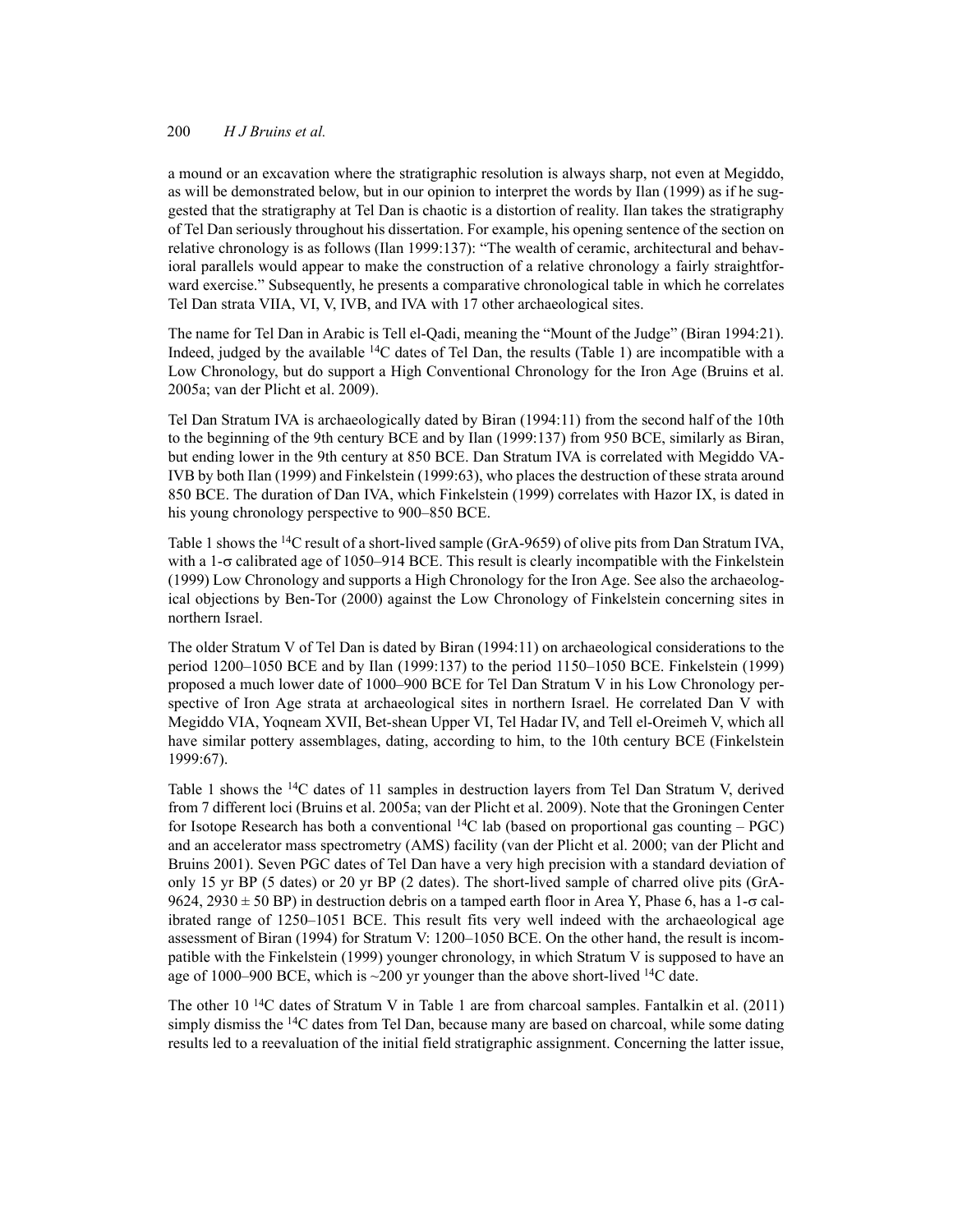a mound or an excavation where the stratigraphic resolution is always sharp, not even at Megiddo, as will be demonstrated below, but in our opinion to interpret the words by Ilan (1999) as if he suggested that the stratigraphy at Tel Dan is chaotic is a distortion of reality. Ilan takes the stratigraphy of Tel Dan seriously throughout his dissertation. For example, his opening sentence of the section on relative chronology is as follows (Ilan 1999:137): "The wealth of ceramic, architectural and behavioral parallels would appear to make the construction of a relative chronology a fairly straightforward exercise." Subsequently, he presents a comparative chronological table in which he correlates Tel Dan strata VIIA, VI, V, IVB, and IVA with 17 other archaeological sites.

The name for Tel Dan in Arabic is Tell el-Qadi, meaning the "Mount of the Judge" (Biran 1994:21). Indeed, judged by the available $^{14}$C dates of Tel Dan, the results (Table 1) are incompatible with a Low Chronology, but do support a High Conventional Chronology for the Iron Age (Bruins et al. 2005a; van der Plicht et al. 2009).

Tel Dan Stratum IVA is archaeologically dated by Biran (1994:11) from the second half of the 10th to the beginning of the 9th century BCE and by Ilan (1999:137) from 950 BCE, similarly as Biran, but ending lower in the 9th century at 850 BCE. Dan Stratum IVA is correlated with Megiddo VA-IVB by both Ilan (1999) and Finkelstein (1999:63), who places the destruction of these strata around 850 BCE. The duration of Dan IVA, which Finkelstein (1999) correlates with Hazor IX, is dated in his young chronology perspective to 900–850 BCE.

Table 1 shows the $^{14}$C result of a short-lived sample (GrA-9659) of olive pits from Dan Stratum IVA, with a 1-$\sigma$ calibrated age of 1050–914 BCE. This result is clearly incompatible with the Finkelstein (1999) Low Chronology and supports a High Chronology for the Iron Age. See also the archaeological objections by Ben-Tor (2000) against the Low Chronology of Finkelstein concerning sites in northern Israel.

The older Stratum V of Tel Dan is dated by Biran (1994:11) on archaeological considerations to the period 1200–1050 BCE and by Ilan (1999:137) to the period 1150–1050 BCE. Finkelstein (1999) proposed a much lower date of 1000–900 BCE for Tel Dan Stratum V in his Low Chronology perspective of Iron Age strata at archaeological sites in northern Israel. He correlated Dan V with Megiddo VIA, Yoqneam XVII, Bet-shean Upper VI, Tel Hadar IV, and Tell el-Oreimeh V, which all have similar pottery assemblages, dating, according to him, to the 10th century BCE (Finkelstein 1999:67).

Table 1 shows the $^{14}$C dates of 11 samples in destruction layers from Tel Dan Stratum V, derived from 7 different loci (Bruins et al. 2005a; van der Plicht et al. 2009). Note that the Groningen Center for Isotope Research has both a conventional $^{14}$C lab (based on proportional gas counting – PGC) and an accelerator mass spectrometry (AMS) facility (van der Plicht et al. 2000; van der Plicht and Bruins 2001). Seven PGC dates of Tel Dan have a very high precision with a standard deviation of only 15 yr BP (5 dates) or 20 yr BP (2 dates). The short-lived sample of charred olive pits (GrA-9624, 2930 ± 50 BP) in destruction debris on a tamped earth floor in Area Y, Phase 6, has a 1-$\sigma$ calibrated range of 1250–1051 BCE. This result fits very well indeed with the archaeological age assessment of Biran (1994) for Stratum V: 1200–1050 BCE. On the other hand, the result is incompatible with the Finkelstein (1999) younger chronology, in which Stratum V is supposed to have an age of 1000–900 BCE, which is ~200 yr younger than the above short-lived $^{14}$C date.

The other 10 $^{14}$C dates of Stratum V in Table 1 are from charcoal samples. Fantalkin et al. (2011) simply dismiss the $^{14}$C dates from Tel Dan, because many are based on charcoal, while some dating results led to a reevaluation of the initial field stratigraphic assignment. Concerning the latter issue,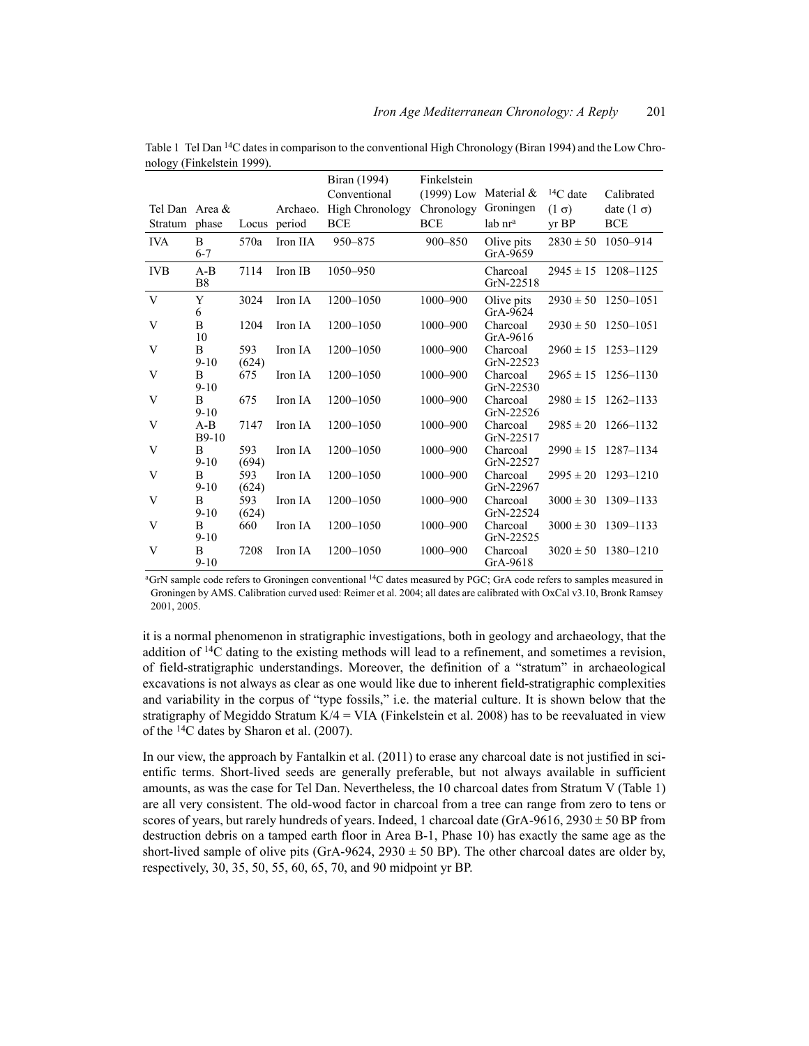Table 1 Tel Dan $^{14}C$ dates in comparison to the conventional High Chronology (Biran 1994) and the Low Chronology (Finkelstein 1999).

| Tel Dan Stratum | Area & phase | Locus | Archaeo. period | Biran (1994) Conventional High Chronology BCE | Finkelstein (1999) Low Chronology BCE | Material & Groningen lab nr[a] | $^{14}C$ date ($1\sigma$) yr BP | Calibrated date ($1\sigma$) BCE |
|---|---|---|---|---|---|---|---|---|
| IVA | B 6-7 | 570a | Iron IIA | 950–875 | 900–850 | Olive pits GrA-9659 | 2830 ± 50 | 1050–914 |
| IVB | A-B B8 | 7114 | Iron IB | 1050–950 | | Charcoal GrN-22518 | 2945 ± 15 | 1208–1125 |
| V | Y 6 | 3024 | Iron IA | 1200–1050 | 1000–900 | Olive pits GrA-9624 | 2930 ± 50 | 1250–1051 |
| V | B 10 | 1204 | Iron IA | 1200–1050 | 1000–900 | Charcoal GrA-9616 | 2930 ± 50 | 1250–1051 |
| V | B 9-10 | 593 (624) | Iron IA | 1200–1050 | 1000–900 | Charcoal GrN-22523 | 2960 ± 15 | 1253–1129 |
| V | B 9-10 | 675 | Iron IA | 1200–1050 | 1000–900 | Charcoal GrN-22530 | 2965 ± 15 | 1256–1130 |
| V | B 9-10 | 675 | Iron IA | 1200–1050 | 1000–900 | Charcoal GrN-22526 | 2980 ± 15 | 1262–1133 |
| V | A-B B9-10 | 7147 | Iron IA | 1200–1050 | 1000–900 | Charcoal GrN-22517 | 2985 ± 20 | 1266–1132 |
| V | B 9-10 | 593 (694) | Iron IA | 1200–1050 | 1000–900 | Charcoal GrN-22527 | 2990 ± 15 | 1287–1134 |
| V | B 9-10 | 593 (624) | Iron IA | 1200–1050 | 1000–900 | Charcoal GrN-22967 | 2995 ± 20 | 1293–1210 |
| V | B 9-10 | 593 (624) | Iron IA | 1200–1050 | 1000–900 | Charcoal GrN-22524 | 3000 ± 30 | 1309–1133 |
| V | B 9-10 | 660 | Iron IA | 1200–1050 | 1000–900 | Charcoal GrN-22525 | 3000 ± 30 | 1309–1133 |
| V | B 9-10 | 7208 | Iron IA | 1200–1050 | 1000–900 | Charcoal GrA-9618 | 3020 ± 50 | 1380–1210 |

[a]GrN sample code refers to Groningen conventional $^{14}C$ dates measured by PGC; GrA code refers to samples measured in Groningen by AMS. Calibration curved used: Reimer et al. 2004; all dates are calibrated with OxCal v3.10, Bronk Ramsey 2001, 2005.

it is a normal phenomenon in stratigraphic investigations, both in geology and archaeology, that the addition of $^{14}C$ dating to the existing methods will lead to a refinement, and sometimes a revision, of field-stratigraphic understandings. Moreover, the definition of a "stratum" in archaeological excavations is not always as clear as one would like due to inherent field-stratigraphic complexities and variability in the corpus of "type fossils," i.e. the material culture. It is shown below that the stratigraphy of Megiddo Stratum K/4 = VIA (Finkelstein et al. 2008) has to be reevaluated in view of the $^{14}C$ dates by Sharon et al. (2007).

In our view, the approach by Fantalkin et al. (2011) to erase any charcoal date is not justified in scientific terms. Short-lived seeds are generally preferable, but not always available in sufficient amounts, as was the case for Tel Dan. Nevertheless, the 10 charcoal dates from Stratum V (Table 1) are all very consistent. The old-wood factor in charcoal from a tree can range from zero to tens or scores of years, but rarely hundreds of years. Indeed, 1 charcoal date (GrA-9616, 2930 ± 50 BP from destruction debris on a tamped earth floor in Area B-1, Phase 10) has exactly the same age as the short-lived sample of olive pits (GrA-9624, 2930 ± 50 BP). The other charcoal dates are older by, respectively, 30, 35, 50, 55, 60, 65, 70, and 90 midpoint yr BP.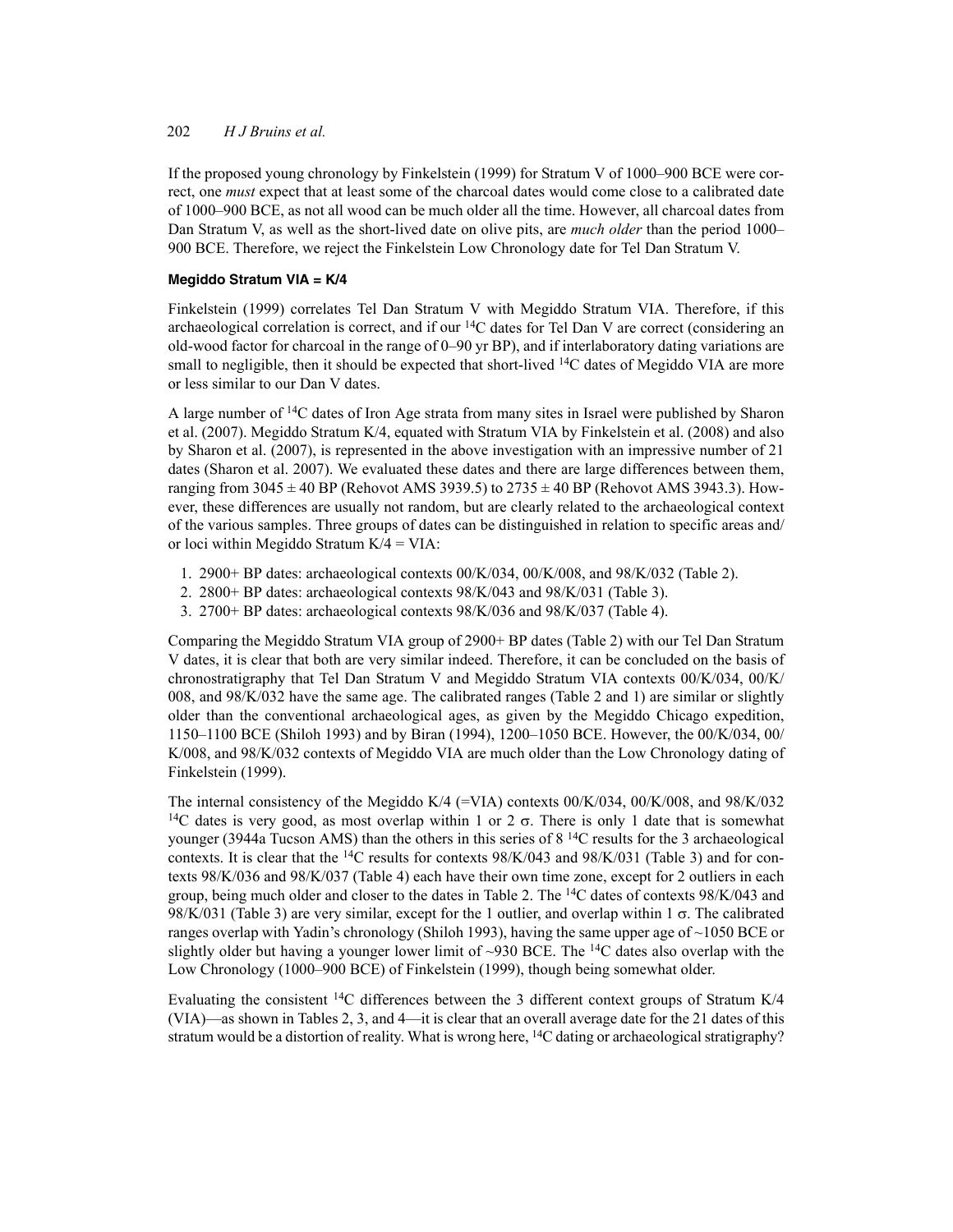If the proposed young chronology by Finkelstein (1999) for Stratum V of 1000–900 BCE were correct, one *must* expect that at least some of the charcoal dates would come close to a calibrated date of 1000–900 BCE, as not all wood can be much older all the time. However, all charcoal dates from Dan Stratum V, as well as the short-lived date on olive pits, are *much older* than the period 1000–900 BCE. Therefore, we reject the Finkelstein Low Chronology date for Tel Dan Stratum V.

### Megiddo Stratum VIA = K/4

Finkelstein (1999) correlates Tel Dan Stratum V with Megiddo Stratum VIA. Therefore, if this archaeological correlation is correct, and if our $^{14}$C dates for Tel Dan V are correct (considering an old-wood factor for charcoal in the range of 0–90 yr BP), and if interlaboratory dating variations are small to negligible, then it should be expected that short-lived $^{14}$C dates of Megiddo VIA are more or less similar to our Dan V dates.

A large number of $^{14}$C dates of Iron Age strata from many sites in Israel were published by Sharon et al. (2007). Megiddo Stratum K/4, equated with Stratum VIA by Finkelstein et al. (2008) and also by Sharon et al. (2007), is represented in the above investigation with an impressive number of 21 dates (Sharon et al. 2007). We evaluated these dates and there are large differences between them, ranging from 3045 ± 40 BP (Rehovot AMS 3939.5) to 2735 ± 40 BP (Rehovot AMS 3943.3). However, these differences are usually not random, but are clearly related to the archaeological context of the various samples. Three groups of dates can be distinguished in relation to specific areas and/or loci within Megiddo Stratum K/4 = VIA:

1. 2900+ BP dates: archaeological contexts 00/K/034, 00/K/008, and 98/K/032 (Table 2).
2. 2800+ BP dates: archaeological contexts 98/K/043 and 98/K/031 (Table 3).
3. 2700+ BP dates: archaeological contexts 98/K/036 and 98/K/037 (Table 4).

Comparing the Megiddo Stratum VIA group of 2900+ BP dates (Table 2) with our Tel Dan Stratum V dates, it is clear that both are very similar indeed. Therefore, it can be concluded on the basis of chronostratigraphy that Tel Dan Stratum V and Megiddo Stratum VIA contexts 00/K/034, 00/K/008, and 98/K/032 have the same age. The calibrated ranges (Table 2 and 1) are similar or slightly older than the conventional archaeological ages, as given by the Megiddo Chicago expedition, 1150–1100 BCE (Shiloh 1993) and by Biran (1994), 1200–1050 BCE. However, the 00/K/034, 00/K/008, and 98/K/032 contexts of Megiddo VIA are much older than the Low Chronology dating of Finkelstein (1999).

The internal consistency of the Megiddo K/4 (=VIA) contexts 00/K/034, 00/K/008, and 98/K/032 $^{14}$C dates is very good, as most overlap within 1 or 2 $\sigma$. There is only 1 date that is somewhat younger (3944a Tucson AMS) than the others in this series of 8 $^{14}$C results for the 3 archaeological contexts. It is clear that the $^{14}$C results for contexts 98/K/043 and 98/K/031 (Table 3) and for contexts 98/K/036 and 98/K/037 (Table 4) each have their own time zone, except for 2 outliers in each group, being much older and closer to the dates in Table 2. The $^{14}$C dates of contexts 98/K/043 and 98/K/031 (Table 3) are very similar, except for the 1 outlier, and overlap within 1 $\sigma$. The calibrated ranges overlap with Yadin's chronology (Shiloh 1993), having the same upper age of ~1050 BCE or slightly older but having a younger lower limit of ~930 BCE. The $^{14}$C dates also overlap with the Low Chronology (1000–900 BCE) of Finkelstein (1999), though being somewhat older.

Evaluating the consistent $^{14}$C differences between the 3 different context groups of Stratum K/4 (VIA)—as shown in Tables 2, 3, and 4—it is clear that an overall average date for the 21 dates of this stratum would be a distortion of reality. What is wrong here, $^{14}$C dating or archaeological stratigraphy?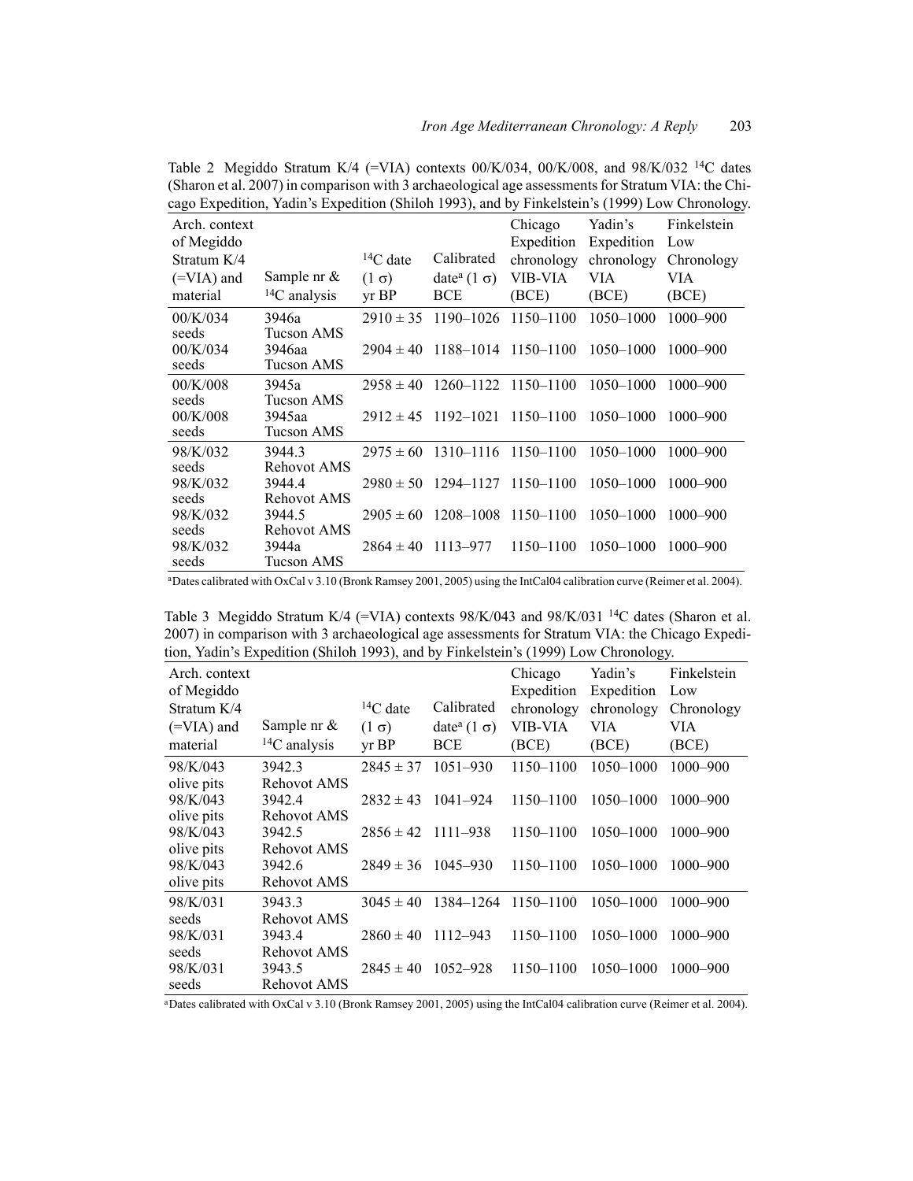Table 2 Megiddo Stratum K/4 (=VIA) contexts 00/K/034, 00/K/008, and 98/K/032 $^{14}C$ dates (Sharon et al. 2007) in comparison with 3 archaeological age assessments for Stratum VIA: the Chicago Expedition, Yadin's Expedition (Shiloh 1993), and by Finkelstein's (1999) Low Chronology.

| Arch. context of Megiddo Stratum K/4 (=VIA) and material | Sample nr & $^{14}C$ analysis | $^{14}C$ date (1 σ) yr BP | Calibrated date[a] (1 σ) BCE | Chicago Expedition chronology VIB-VIA (BCE) | Yadin's Expedition chronology VIA (BCE) | Finkelstein Low Chronology VIA (BCE) |
|---|---|---|---|---|---|---|
| 00/K/034 seeds | 3946a Tucson AMS | 2910 ± 35 | 1190–1026 | 1150–1100 | 1050–1000 | 1000–900 |
| 00/K/034 seeds | 3946aa Tucson AMS | 2904 ± 40 | 1188–1014 | 1150–1100 | 1050–1000 | 1000–900 |
| 00/K/008 seeds | 3945a Tucson AMS | 2958 ± 40 | 1260–1122 | 1150–1100 | 1050–1000 | 1000–900 |
| 00/K/008 seeds | 3945aa Tucson AMS | 2912 ± 45 | 1192–1021 | 1150–1100 | 1050–1000 | 1000–900 |
| 98/K/032 seeds | 3944.3 Rehovot AMS | 2975 ± 60 | 1310–1116 | 1150–1100 | 1050–1000 | 1000–900 |
| 98/K/032 seeds | 3944.4 Rehovot AMS | 2980 ± 50 | 1294–1127 | 1150–1100 | 1050–1000 | 1000–900 |
| 98/K/032 seeds | 3944.5 Rehovot AMS | 2905 ± 60 | 1208–1008 | 1150–1100 | 1050–1000 | 1000–900 |
| 98/K/032 seeds | 3944a Tucson AMS | 2864 ± 40 | 1113–977 | 1150–1100 | 1050–1000 | 1000–900 |

[a]Dates calibrated with OxCal v 3.10 (Bronk Ramsey 2001, 2005) using the IntCal04 calibration curve (Reimer et al. 2004).

Table 3 Megiddo Stratum K/4 (=VIA) contexts 98/K/043 and 98/K/031 $^{14}C$ dates (Sharon et al. 2007) in comparison with 3 archaeological age assessments for Stratum VIA: the Chicago Expedition, Yadin's Expedition (Shiloh 1993), and by Finkelstein's (1999) Low Chronology.

| Arch. context of Megiddo Stratum K/4 (=VIA) and material | Sample nr & $^{14}C$ analysis | $^{14}C$ date (1 σ) yr BP | Calibrated date[a] (1 σ) BCE | Chicago Expedition chronology VIB-VIA (BCE) | Yadin's Expedition chronology VIA (BCE) | Finkelstein Low Chronology VIA (BCE) |
|---|---|---|---|---|---|---|
| 98/K/043 olive pits | 3942.3 Rehovot AMS | 2845 ± 37 | 1051–930 | 1150–1100 | 1050–1000 | 1000–900 |
| 98/K/043 olive pits | 3942.4 Rehovot AMS | 2832 ± 43 | 1041–924 | 1150–1100 | 1050–1000 | 1000–900 |
| 98/K/043 olive pits | 3942.5 Rehovot AMS | 2856 ± 42 | 1111–938 | 1150–1100 | 1050–1000 | 1000–900 |
| 98/K/043 olive pits | 3942.6 Rehovot AMS | 2849 ± 36 | 1045–930 | 1150–1100 | 1050–1000 | 1000–900 |
| 98/K/031 seeds | 3943.3 Rehovot AMS | 3045 ± 40 | 1384–1264 | 1150–1100 | 1050–1000 | 1000–900 |
| 98/K/031 seeds | 3943.4 Rehovot AMS | 2860 ± 40 | 1112–943 | 1150–1100 | 1050–1000 | 1000–900 |
| 98/K/031 seeds | 3943.5 Rehovot AMS | 2845 ± 40 | 1052–928 | 1150–1100 | 1050–1000 | 1000–900 |

[a]Dates calibrated with OxCal v 3.10 (Bronk Ramsey 2001, 2005) using the IntCal04 calibration curve (Reimer et al. 2004).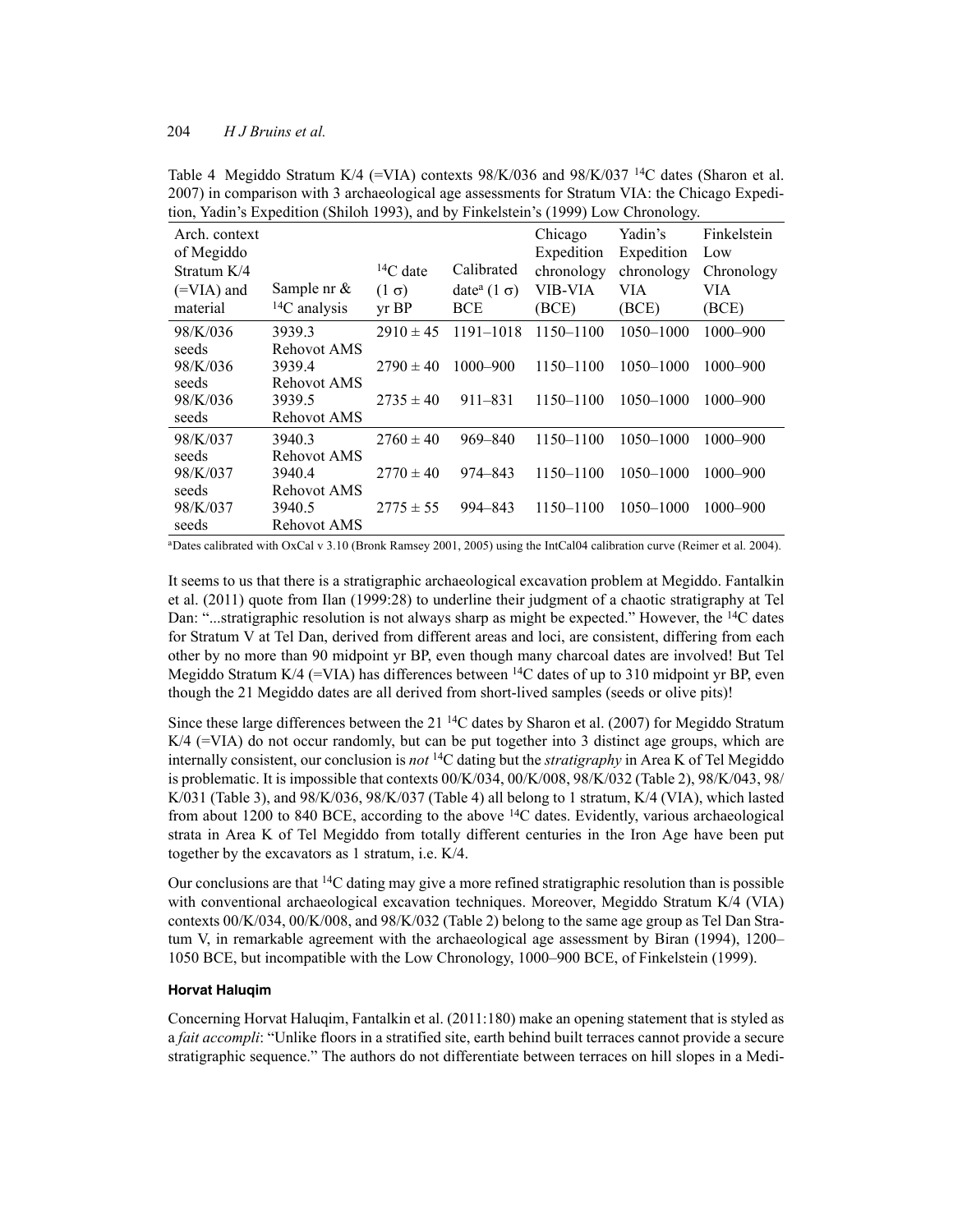Table 4 Megiddo Stratum K/4 (=VIA) contexts 98/K/036 and 98/K/037 $^{14}C$ dates (Sharon et al. 2007) in comparison with 3 archaeological age assessments for Stratum VIA: the Chicago Expedition, Yadin's Expedition (Shiloh 1993), and by Finkelstein's (1999) Low Chronology.

| Arch. context of Megiddo Stratum K/4 (=VIA) and material | Sample nr & $^{14}C$ analysis | $^{14}C$ date (1 σ) yr BP | Calibrated date[a] (1 σ) BCE | Chicago Expedition chronology VIB-VIA (BCE) | Yadin's Expedition chronology VIA (BCE) | Finkelstein Low Chronology VIA (BCE) |
|---|---|---|---|---|---|---|
| 98/K/036 seeds | 3939.3 Rehovot AMS | 2910 ± 45 | 1191–1018 | 1150–1100 | 1050–1000 | 1000–900 |
| 98/K/036 seeds | 3939.4 Rehovot AMS | 2790 ± 40 | 1000–900 | 1150–1100 | 1050–1000 | 1000–900 |
| 98/K/036 seeds | 3939.5 Rehovot AMS | 2735 ± 40 | 911–831 | 1150–1100 | 1050–1000 | 1000–900 |
| 98/K/037 seeds | 3940.3 Rehovot AMS | 2760 ± 40 | 969–840 | 1150–1100 | 1050–1000 | 1000–900 |
| 98/K/037 seeds | 3940.4 Rehovot AMS | 2770 ± 40 | 974–843 | 1150–1100 | 1050–1000 | 1000–900 |
| 98/K/037 seeds | 3940.5 Rehovot AMS | 2775 ± 55 | 994–843 | 1150–1100 | 1050–1000 | 1000–900 |

[a]Dates calibrated with OxCal v 3.10 (Bronk Ramsey 2001, 2005) using the IntCal04 calibration curve (Reimer et al. 2004).

It seems to us that there is a stratigraphic archaeological excavation problem at Megiddo. Fantalkin et al. (2011) quote from Ilan (1999:28) to underline their judgment of a chaotic stratigraphy at Tel Dan: "...stratigraphic resolution is not always sharp as might be expected." However, the $^{14}C$ dates for Stratum V at Tel Dan, derived from different areas and loci, are consistent, differing from each other by no more than 90 midpoint yr BP, even though many charcoal dates are involved! But Tel Megiddo Stratum K/4 (=VIA) has differences between $^{14}C$ dates of up to 310 midpoint yr BP, even though the 21 Megiddo dates are all derived from short-lived samples (seeds or olive pits)!

Since these large differences between the 21 $^{14}C$ dates by Sharon et al. (2007) for Megiddo Stratum K/4 (=VIA) do not occur randomly, but can be put together into 3 distinct age groups, which are internally consistent, our conclusion is *not* $^{14}C$ dating but the *stratigraphy* in Area K of Tel Megiddo is problematic. It is impossible that contexts 00/K/034, 00/K/008, 98/K/032 (Table 2), 98/K/043, 98/K/031 (Table 3), and 98/K/036, 98/K/037 (Table 4) all belong to 1 stratum, K/4 (VIA), which lasted from about 1200 to 840 BCE, according to the above $^{14}C$ dates. Evidently, various archaeological strata in Area K of Tel Megiddo from totally different centuries in the Iron Age have been put together by the excavators as 1 stratum, i.e. K/4.

Our conclusions are that $^{14}C$ dating may give a more refined stratigraphic resolution than is possible with conventional archaeological excavation techniques. Moreover, Megiddo Stratum K/4 (VIA) contexts 00/K/034, 00/K/008, and 98/K/032 (Table 2) belong to the same age group as Tel Dan Stratum V, in remarkable agreement with the archaeological age assessment by Biran (1994), 1200–1050 BCE, but incompatible with the Low Chronology, 1000–900 BCE, of Finkelstein (1999).

### Horvat Haluqim

Concerning Horvat Haluqim, Fantalkin et al. (2011:180) make an opening statement that is styled as a *fait accompli*: "Unlike floors in a stratified site, earth behind built terraces cannot provide a secure stratigraphic sequence." The authors do not differentiate between terraces on hill slopes in a Medi-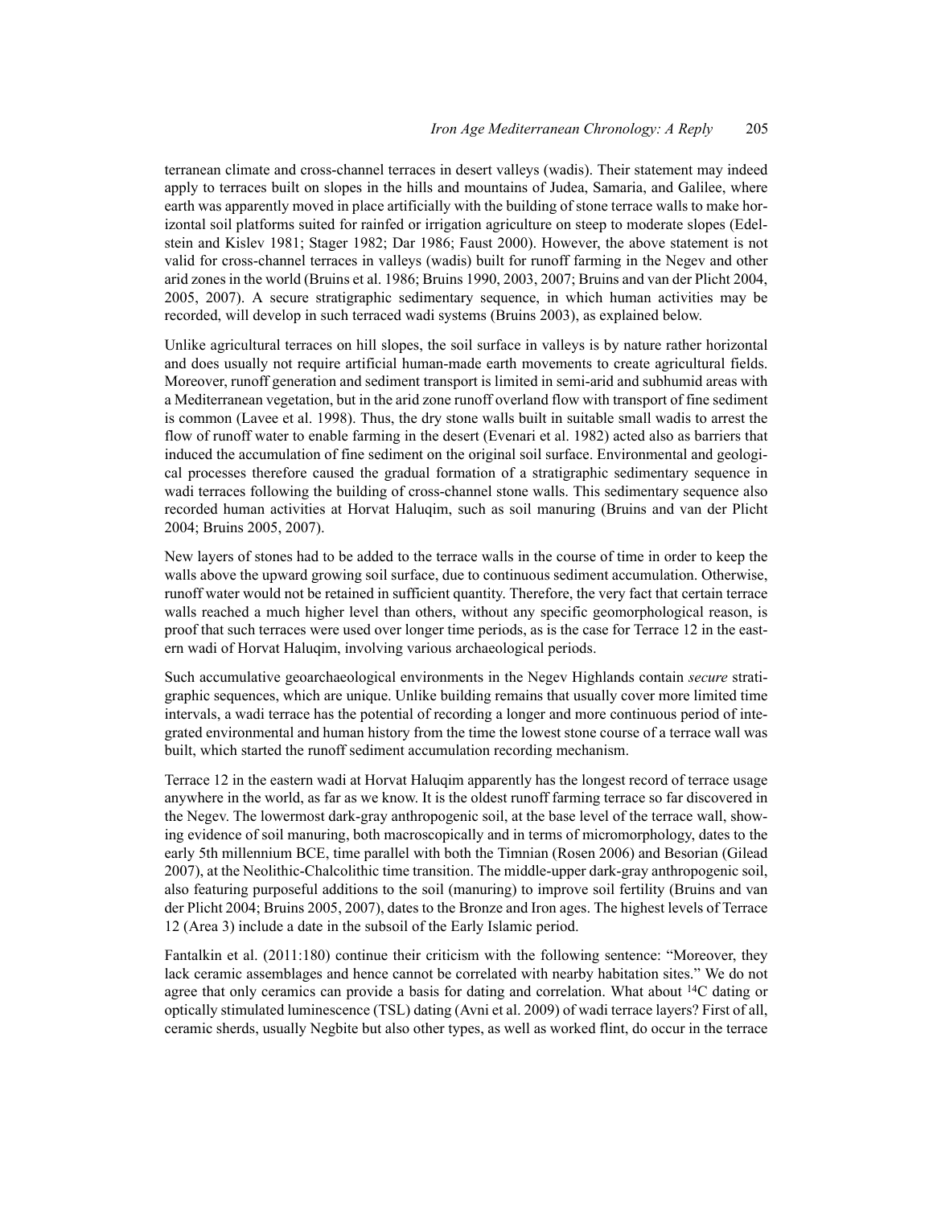terranean climate and cross-channel terraces in desert valleys (wadis). Their statement may indeed apply to terraces built on slopes in the hills and mountains of Judea, Samaria, and Galilee, where earth was apparently moved in place artificially with the building of stone terrace walls to make horizontal soil platforms suited for rainfed or irrigation agriculture on steep to moderate slopes (Edelstein and Kislev 1981; Stager 1982; Dar 1986; Faust 2000). However, the above statement is not valid for cross-channel terraces in valleys (wadis) built for runoff farming in the Negev and other arid zones in the world (Bruins et al. 1986; Bruins 1990, 2003, 2007; Bruins and van der Plicht 2004, 2005, 2007). A secure stratigraphic sedimentary sequence, in which human activities may be recorded, will develop in such terraced wadi systems (Bruins 2003), as explained below.

Unlike agricultural terraces on hill slopes, the soil surface in valleys is by nature rather horizontal and does usually not require artificial human-made earth movements to create agricultural fields. Moreover, runoff generation and sediment transport is limited in semi-arid and subhumid areas with a Mediterranean vegetation, but in the arid zone runoff overland flow with transport of fine sediment is common (Lavee et al. 1998). Thus, the dry stone walls built in suitable small wadis to arrest the flow of runoff water to enable farming in the desert (Evenari et al. 1982) acted also as barriers that induced the accumulation of fine sediment on the original soil surface. Environmental and geological processes therefore caused the gradual formation of a stratigraphic sedimentary sequence in wadi terraces following the building of cross-channel stone walls. This sedimentary sequence also recorded human activities at Horvat Haluqim, such as soil manuring (Bruins and van der Plicht 2004; Bruins 2005, 2007).

New layers of stones had to be added to the terrace walls in the course of time in order to keep the walls above the upward growing soil surface, due to continuous sediment accumulation. Otherwise, runoff water would not be retained in sufficient quantity. Therefore, the very fact that certain terrace walls reached a much higher level than others, without any specific geomorphological reason, is proof that such terraces were used over longer time periods, as is the case for Terrace 12 in the eastern wadi of Horvat Haluqim, involving various archaeological periods.

Such accumulative geoarchaeological environments in the Negev Highlands contain *secure* stratigraphic sequences, which are unique. Unlike building remains that usually cover more limited time intervals, a wadi terrace has the potential of recording a longer and more continuous period of integrated environmental and human history from the time the lowest stone course of a terrace wall was built, which started the runoff sediment accumulation recording mechanism.

Terrace 12 in the eastern wadi at Horvat Haluqim apparently has the longest record of terrace usage anywhere in the world, as far as we know. It is the oldest runoff farming terrace so far discovered in the Negev. The lowermost dark-gray anthropogenic soil, at the base level of the terrace wall, showing evidence of soil manuring, both macroscopically and in terms of micromorphology, dates to the early 5th millennium BCE, time parallel with both the Timnian (Rosen 2006) and Besorian (Gilead 2007), at the Neolithic-Chalcolithic time transition. The middle-upper dark-gray anthropogenic soil, also featuring purposeful additions to the soil (manuring) to improve soil fertility (Bruins and van der Plicht 2004; Bruins 2005, 2007), dates to the Bronze and Iron ages. The highest levels of Terrace 12 (Area 3) include a date in the subsoil of the Early Islamic period.

Fantalkin et al. (2011:180) continue their criticism with the following sentence: "Moreover, they lack ceramic assemblages and hence cannot be correlated with nearby habitation sites." We do not agree that only ceramics can provide a basis for dating and correlation. What about $^{14}C$ dating or optically stimulated luminescence (TSL) dating (Avni et al. 2009) of wadi terrace layers? First of all, ceramic sherds, usually Negbite but also other types, as well as worked flint, do occur in the terrace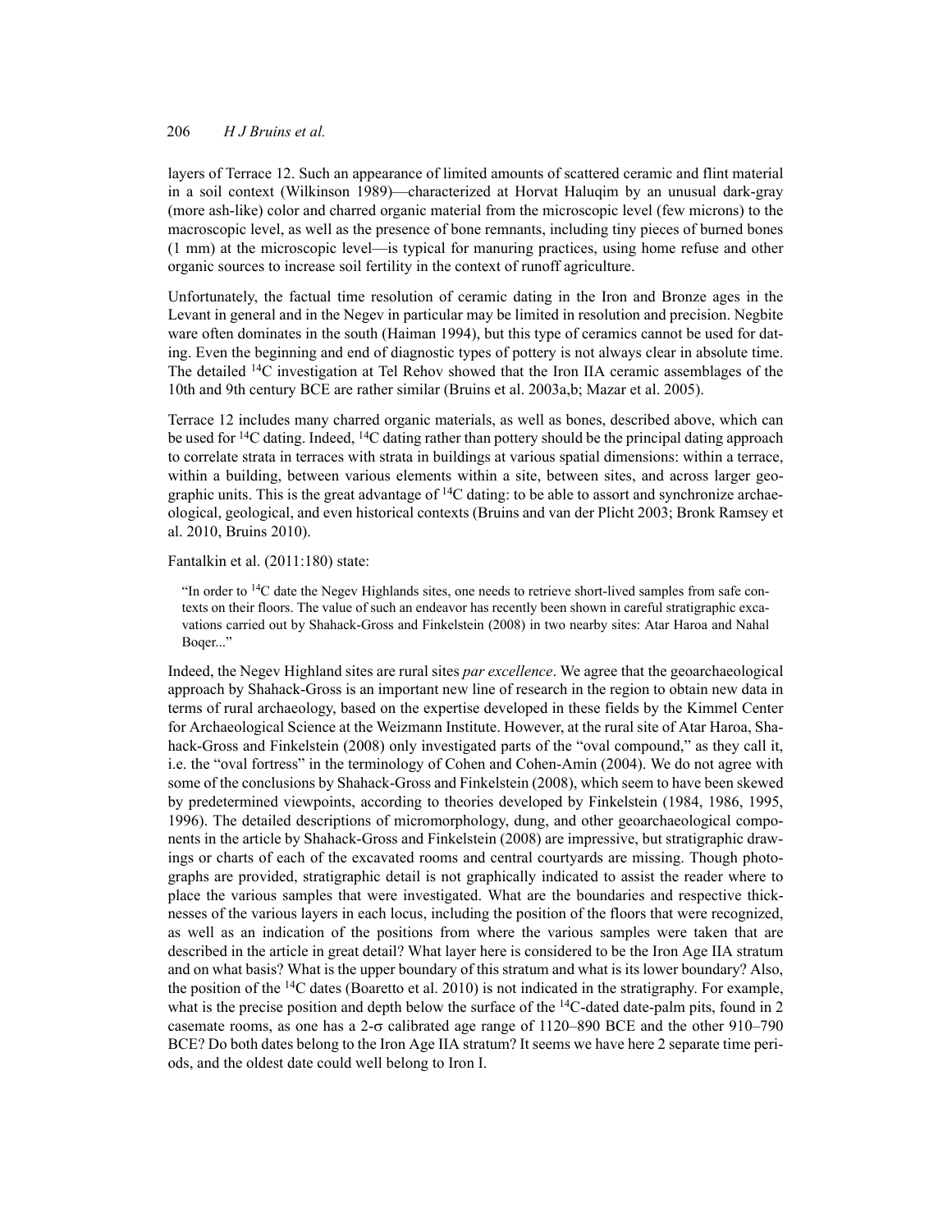layers of Terrace 12. Such an appearance of limited amounts of scattered ceramic and flint material in a soil context (Wilkinson 1989)—characterized at Horvat Haluqim by an unusual dark-gray (more ash-like) color and charred organic material from the microscopic level (few microns) to the macroscopic level, as well as the presence of bone remnants, including tiny pieces of burned bones (1 mm) at the microscopic level—is typical for manuring practices, using home refuse and other organic sources to increase soil fertility in the context of runoff agriculture.

Unfortunately, the factual time resolution of ceramic dating in the Iron and Bronze ages in the Levant in general and in the Negev in particular may be limited in resolution and precision. Negbite ware often dominates in the south (Haiman 1994), but this type of ceramics cannot be used for dating. Even the beginning and end of diagnostic types of pottery is not always clear in absolute time. The detailed $^{14}$C investigation at Tel Rehov showed that the Iron IIA ceramic assemblages of the 10th and 9th century BCE are rather similar (Bruins et al. 2003a,b; Mazar et al. 2005).

Terrace 12 includes many charred organic materials, as well as bones, described above, which can be used for $^{14}$C dating. Indeed, $^{14}$C dating rather than pottery should be the principal dating approach to correlate strata in terraces with strata in buildings at various spatial dimensions: within a terrace, within a building, between various elements within a site, between sites, and across larger geographic units. This is the great advantage of $^{14}$C dating: to be able to assort and synchronize archaeological, geological, and even historical contexts (Bruins and van der Plicht 2003; Bronk Ramsey et al. 2010, Bruins 2010).

Fantalkin et al. (2011:180) state:

> "In order to $^{14}$C date the Negev Highlands sites, one needs to retrieve short-lived samples from safe contexts on their floors. The value of such an endeavor has recently been shown in careful stratigraphic excavations carried out by Shahack-Gross and Finkelstein (2008) in two nearby sites: Atar Haroa and Nahal Boqer..."

Indeed, the Negev Highland sites are rural sites *par excellence*. We agree that the geoarchaeological approach by Shahack-Gross is an important new line of research in the region to obtain new data in terms of rural archaeology, based on the expertise developed in these fields by the Kimmel Center for Archaeological Science at the Weizmann Institute. However, at the rural site of Atar Haroa, Shahack-Gross and Finkelstein (2008) only investigated parts of the "oval compound," as they call it, i.e. the "oval fortress" in the terminology of Cohen and Cohen-Amin (2004). We do not agree with some of the conclusions by Shahack-Gross and Finkelstein (2008), which seem to have been skewed by predetermined viewpoints, according to theories developed by Finkelstein (1984, 1986, 1995, 1996). The detailed descriptions of micromorphology, dung, and other geoarchaeological components in the article by Shahack-Gross and Finkelstein (2008) are impressive, but stratigraphic drawings or charts of each of the excavated rooms and central courtyards are missing. Though photographs are provided, stratigraphic detail is not graphically indicated to assist the reader where to place the various samples that were investigated. What are the boundaries and respective thicknesses of the various layers in each locus, including the position of the floors that were recognized, as well as an indication of the positions from where the various samples were taken that are described in the article in great detail? What layer here is considered to be the Iron Age IIA stratum and on what basis? What is the upper boundary of this stratum and what is its lower boundary? Also, the position of the $^{14}$C dates (Boaretto et al. 2010) is not indicated in the stratigraphy. For example, what is the precise position and depth below the surface of the $^{14}$C-dated date-palm pits, found in 2 casemate rooms, as one has a 2-$\sigma$ calibrated age range of 1120–890 BCE and the other 910–790 BCE? Do both dates belong to the Iron Age IIA stratum? It seems we have here 2 separate time periods, and the oldest date could well belong to Iron I.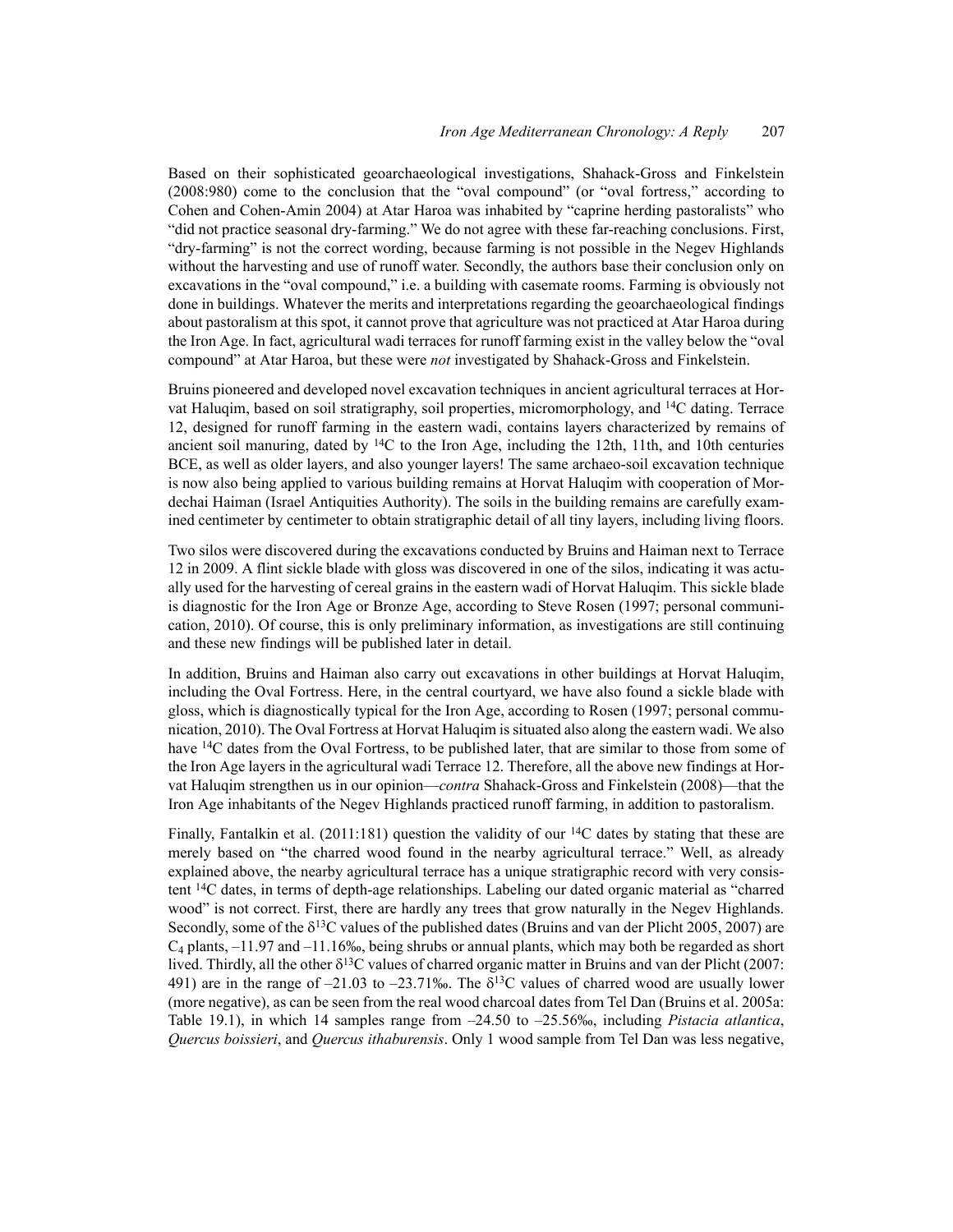Based on their sophisticated geoarchaeological investigations, Shahack-Gross and Finkelstein (2008:980) come to the conclusion that the "oval compound" (or "oval fortress," according to Cohen and Cohen-Amin 2004) at Atar Haroa was inhabited by "caprine herding pastoralists" who "did not practice seasonal dry-farming." We do not agree with these far-reaching conclusions. First, "dry-farming" is not the correct wording, because farming is not possible in the Negev Highlands without the harvesting and use of runoff water. Secondly, the authors base their conclusion only on excavations in the "oval compound," i.e. a building with casemate rooms. Farming is obviously not done in buildings. Whatever the merits and interpretations regarding the geoarchaeological findings about pastoralism at this spot, it cannot prove that agriculture was not practiced at Atar Haroa during the Iron Age. In fact, agricultural wadi terraces for runoff farming exist in the valley below the "oval compound" at Atar Haroa, but these were *not* investigated by Shahack-Gross and Finkelstein.

Bruins pioneered and developed novel excavation techniques in ancient agricultural terraces at Horvat Haluqim, based on soil stratigraphy, soil properties, micromorphology, and $^{14}C$ dating. Terrace 12, designed for runoff farming in the eastern wadi, contains layers characterized by remains of ancient soil manuring, dated by $^{14}C$ to the Iron Age, including the 12th, 11th, and 10th centuries BCE, as well as older layers, and also younger layers! The same archaeo-soil excavation technique is now also being applied to various building remains at Horvat Haluqim with cooperation of Mordechai Haiman (Israel Antiquities Authority). The soils in the building remains are carefully examined centimeter by centimeter to obtain stratigraphic detail of all tiny layers, including living floors.

Two silos were discovered during the excavations conducted by Bruins and Haiman next to Terrace 12 in 2009. A flint sickle blade with gloss was discovered in one of the silos, indicating it was actually used for the harvesting of cereal grains in the eastern wadi of Horvat Haluqim. This sickle blade is diagnostic for the Iron Age or Bronze Age, according to Steve Rosen (1997; personal communication, 2010). Of course, this is only preliminary information, as investigations are still continuing and these new findings will be published later in detail.

In addition, Bruins and Haiman also carry out excavations in other buildings at Horvat Haluqim, including the Oval Fortress. Here, in the central courtyard, we have also found a sickle blade with gloss, which is diagnostically typical for the Iron Age, according to Rosen (1997; personal communication, 2010). The Oval Fortress at Horvat Haluqim is situated also along the eastern wadi. We also have $^{14}C$ dates from the Oval Fortress, to be published later, that are similar to those from some of the Iron Age layers in the agricultural wadi Terrace 12. Therefore, all the above new findings at Horvat Haluqim strengthen us in our opinion—*contra* Shahack-Gross and Finkelstein (2008)—that the Iron Age inhabitants of the Negev Highlands practiced runoff farming, in addition to pastoralism.

Finally, Fantalkin et al. (2011:181) question the validity of our $^{14}C$ dates by stating that these are merely based on "the charred wood found in the nearby agricultural terrace." Well, as already explained above, the nearby agricultural terrace has a unique stratigraphic record with very consistent $^{14}C$ dates, in terms of depth-age relationships. Labeling our dated organic material as "charred wood" is not correct. First, there are hardly any trees that grow naturally in the Negev Highlands. Secondly, some of the $\delta^{13}C$ values of the published dates (Bruins and van der Plicht 2005, 2007) are $C_4$ plants, –11.97 and –11.16‰, being shrubs or annual plants, which may both be regarded as short lived. Thirdly, all the other $\delta^{13}C$ values of charred organic matter in Bruins and van der Plicht (2007: 491) are in the range of –21.03 to –23.71‰. The $\delta^{13}C$ values of charred wood are usually lower (more negative), as can be seen from the real wood charcoal dates from Tel Dan (Bruins et al. 2005a: Table 19.1), in which 14 samples range from –24.50 to –25.56‰, including *Pistacia atlantica*, *Quercus boissieri*, and *Quercus ithaburensis*. Only 1 wood sample from Tel Dan was less negative,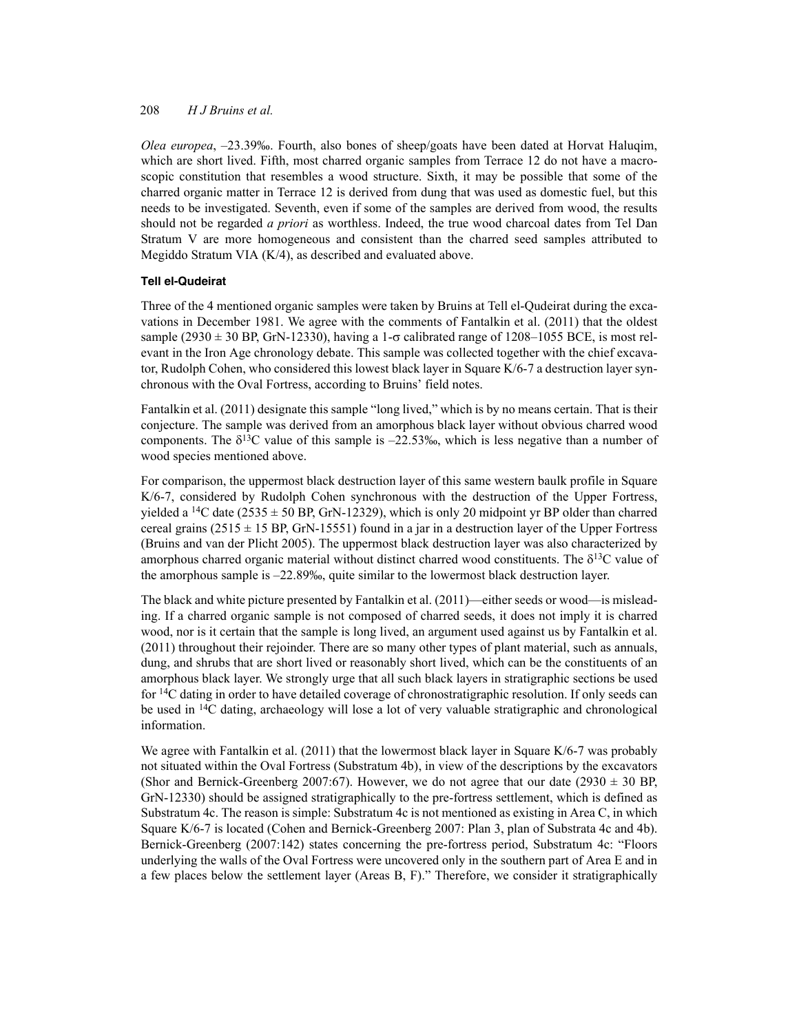*Olea europea*, –23.39‰. Fourth, also bones of sheep/goats have been dated at Horvat Haluqim, which are short lived. Fifth, most charred organic samples from Terrace 12 do not have a macroscopic constitution that resembles a wood structure. Sixth, it may be possible that some of the charred organic matter in Terrace 12 is derived from dung that was used as domestic fuel, but this needs to be investigated. Seventh, even if some of the samples are derived from wood, the results should not be regarded *a priori* as worthless. Indeed, the true wood charcoal dates from Tel Dan Stratum V are more homogeneous and consistent than the charred seed samples attributed to Megiddo Stratum VIA (K/4), as described and evaluated above.

#### Tell el-Qudeirat

Three of the 4 mentioned organic samples were taken by Bruins at Tell el-Qudeirat during the excavations in December 1981. We agree with the comments of Fantalkin et al. (2011) that the oldest sample (2930 ± 30 BP, GrN-12330), having a 1-$\sigma$ calibrated range of 1208–1055 BCE, is most relevant in the Iron Age chronology debate. This sample was collected together with the chief excavator, Rudolph Cohen, who considered this lowest black layer in Square K/6-7 a destruction layer synchronous with the Oval Fortress, according to Bruins' field notes.

Fantalkin et al. (2011) designate this sample "long lived," which is by no means certain. That is their conjecture. The sample was derived from an amorphous black layer without obvious charred wood components. The $\delta^{13}C$ value of this sample is –22.53‰, which is less negative than a number of wood species mentioned above.

For comparison, the uppermost black destruction layer of this same western baulk profile in Square K/6-7, considered by Rudolph Cohen synchronous with the destruction of the Upper Fortress, yielded a $^{14}C$ date (2535 ± 50 BP, GrN-12329), which is only 20 midpoint yr BP older than charred cereal grains (2515 ± 15 BP, GrN-15551) found in a jar in a destruction layer of the Upper Fortress (Bruins and van der Plicht 2005). The uppermost black destruction layer was also characterized by amorphous charred organic material without distinct charred wood constituents. The $\delta^{13}C$ value of the amorphous sample is –22.89‰, quite similar to the lowermost black destruction layer.

The black and white picture presented by Fantalkin et al. (2011)—either seeds or wood—is misleading. If a charred organic sample is not composed of charred seeds, it does not imply it is charred wood, nor is it certain that the sample is long lived, an argument used against us by Fantalkin et al. (2011) throughout their rejoinder. There are so many other types of plant material, such as annuals, dung, and shrubs that are short lived or reasonably short lived, which can be the constituents of an amorphous black layer. We strongly urge that all such black layers in stratigraphic sections be used for $^{14}C$ dating in order to have detailed coverage of chronostratigraphic resolution. If only seeds can be used in $^{14}C$ dating, archaeology will lose a lot of very valuable stratigraphic and chronological information.

We agree with Fantalkin et al. (2011) that the lowermost black layer in Square K/6-7 was probably not situated within the Oval Fortress (Substratum 4b), in view of the descriptions by the excavators (Shor and Bernick-Greenberg 2007:67). However, we do not agree that our date (2930 ± 30 BP, GrN-12330) should be assigned stratigraphically to the pre-fortress settlement, which is defined as Substratum 4c. The reason is simple: Substratum 4c is not mentioned as existing in Area C, in which Square K/6-7 is located (Cohen and Bernick-Greenberg 2007: Plan 3, plan of Substrata 4c and 4b). Bernick-Greenberg (2007:142) states concerning the pre-fortress period, Substratum 4c: "Floors underlying the walls of the Oval Fortress were uncovered only in the southern part of Area E and in a few places below the settlement layer (Areas B, F)." Therefore, we consider it stratigraphically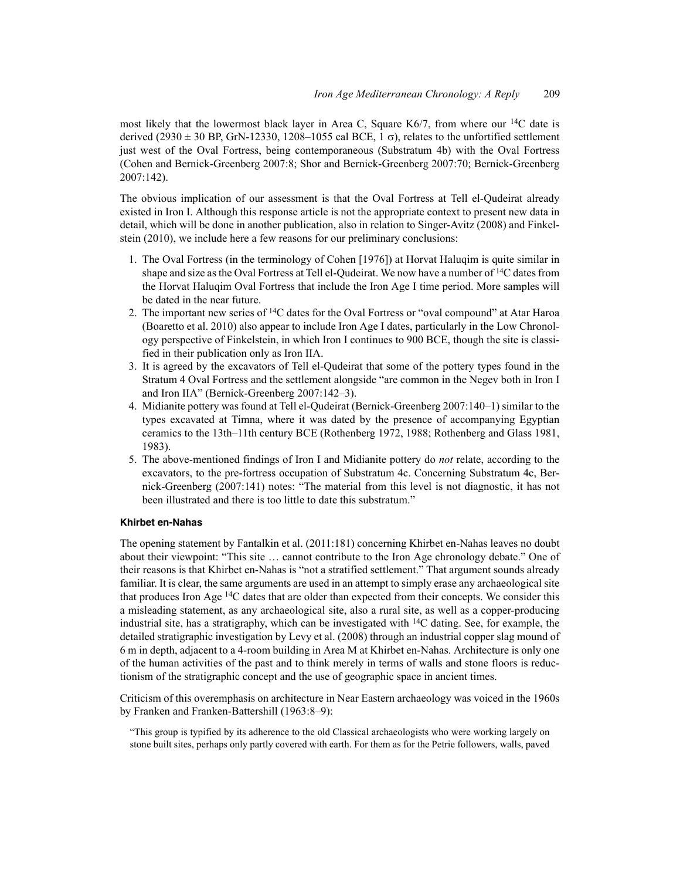most likely that the lowermost black layer in Area C, Square K6/7, from where our $^{14}C$ date is derived ($2930 \pm 30$ BP, GrN-12330, 1208–1055 cal BCE, 1 $\sigma$), relates to the unfortified settlement just west of the Oval Fortress, being contemporaneous (Substratum 4b) with the Oval Fortress (Cohen and Bernick-Greenberg 2007:8; Shor and Bernick-Greenberg 2007:70; Bernick-Greenberg 2007:142).

The obvious implication of our assessment is that the Oval Fortress at Tell el-Qudeirat already existed in Iron I. Although this response article is not the appropriate context to present new data in detail, which will be done in another publication, also in relation to Singer-Avitz (2008) and Finkelstein (2010), we include here a few reasons for our preliminary conclusions:

1. The Oval Fortress (in the terminology of Cohen [1976]) at Horvat Haluqim is quite similar in shape and size as the Oval Fortress at Tell el-Qudeirat. We now have a number of $^{14}C$ dates from the Horvat Haluqim Oval Fortress that include the Iron Age I time period. More samples will be dated in the near future.
2. The important new series of $^{14}C$ dates for the Oval Fortress or "oval compound" at Atar Haroa (Boaretto et al. 2010) also appear to include Iron Age I dates, particularly in the Low Chronology perspective of Finkelstein, in which Iron I continues to 900 BCE, though the site is classified in their publication only as Iron IIA.
3. It is agreed by the excavators of Tell el-Qudeirat that some of the pottery types found in the Stratum 4 Oval Fortress and the settlement alongside "are common in the Negev both in Iron I and Iron IIA" (Bernick-Greenberg 2007:142–3).
4. Midianite pottery was found at Tell el-Qudeirat (Bernick-Greenberg 2007:140–1) similar to the types excavated at Timna, where it was dated by the presence of accompanying Egyptian ceramics to the 13th–11th century BCE (Rothenberg 1972, 1988; Rothenberg and Glass 1981, 1983).
5. The above-mentioned findings of Iron I and Midianite pottery do *not* relate, according to the excavators, to the pre-fortress occupation of Substratum 4c. Concerning Substratum 4c, Bernick-Greenberg (2007:141) notes: "The material from this level is not diagnostic, it has not been illustrated and there is too little to date this substratum."

#### Khirbet en-Nahas

The opening statement by Fantalkin et al. (2011:181) concerning Khirbet en-Nahas leaves no doubt about their viewpoint: "This site … cannot contribute to the Iron Age chronology debate." One of their reasons is that Khirbet en-Nahas is "not a stratified settlement." That argument sounds already familiar. It is clear, the same arguments are used in an attempt to simply erase any archaeological site that produces Iron Age $^{14}C$ dates that are older than expected from their concepts. We consider this a misleading statement, as any archaeological site, also a rural site, as well as a copper-producing industrial site, has a stratigraphy, which can be investigated with $^{14}C$ dating. See, for example, the detailed stratigraphic investigation by Levy et al. (2008) through an industrial copper slag mound of 6 m in depth, adjacent to a 4-room building in Area M at Khirbet en-Nahas. Architecture is only one of the human activities of the past and to think merely in terms of walls and stone floors is reductionism of the stratigraphic concept and the use of geographic space in ancient times.

Criticism of this overemphasis on architecture in Near Eastern archaeology was voiced in the 1960s by Franken and Franken-Battershill (1963:8–9):

> "This group is typified by its adherence to the old Classical archaeologists who were working largely on stone built sites, perhaps only partly covered with earth. For them as for the Petrie followers, walls, paved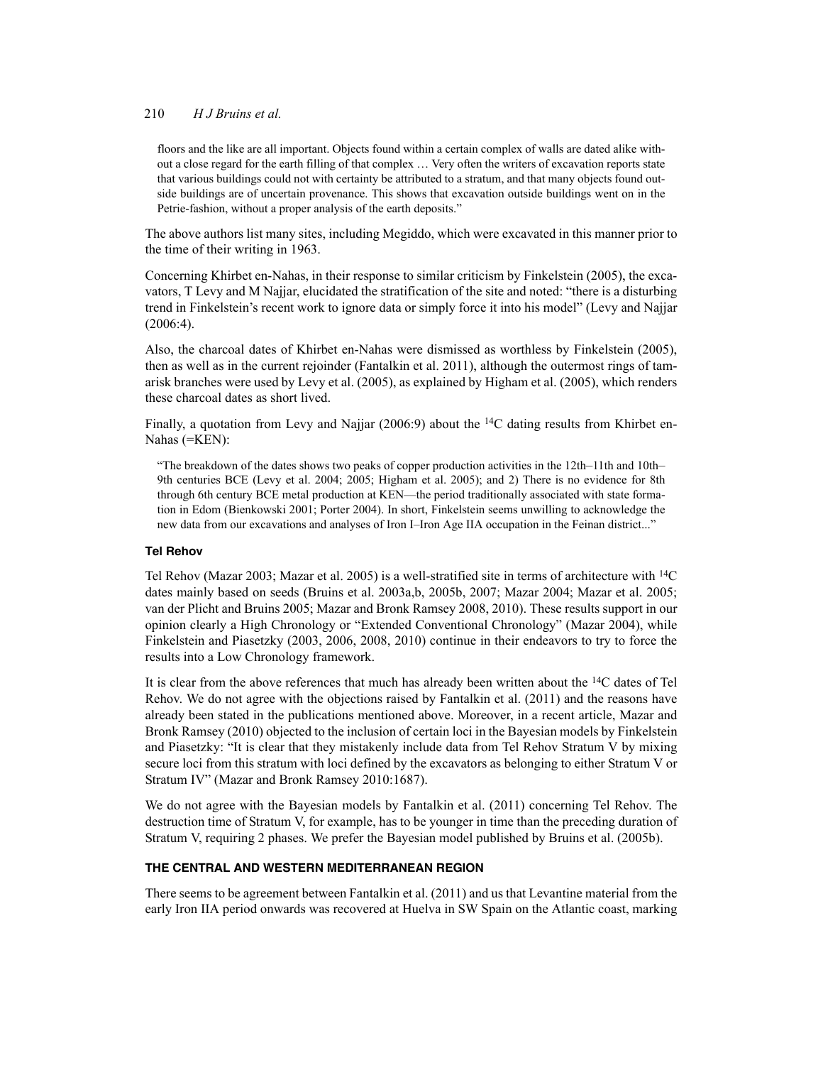> floors and the like are all important. Objects found within a certain complex of walls are dated alike without a close regard for the earth filling of that complex … Very often the writers of excavation reports state that various buildings could not with certainty be attributed to a stratum, and that many objects found outside buildings are of uncertain provenance. This shows that excavation outside buildings went on in the Petrie-fashion, without a proper analysis of the earth deposits."

The above authors list many sites, including Megiddo, which were excavated in this manner prior to the time of their writing in 1963.

Concerning Khirbet en-Nahas, in their response to similar criticism by Finkelstein (2005), the excavators, T Levy and M Najjar, elucidated the stratification of the site and noted: "there is a disturbing trend in Finkelstein's recent work to ignore data or simply force it into his model" (Levy and Najjar (2006:4).

Also, the charcoal dates of Khirbet en-Nahas were dismissed as worthless by Finkelstein (2005), then as well as in the current rejoinder (Fantalkin et al. 2011), although the outermost rings of tamarisk branches were used by Levy et al. (2005), as explained by Higham et al. (2005), which renders these charcoal dates as short lived.

Finally, a quotation from Levy and Najjar (2006:9) about the $^{14}C$ dating results from Khirbet en-Nahas (=KEN):

> "The breakdown of the dates shows two peaks of copper production activities in the 12th–11th and 10th–9th centuries BCE (Levy et al. 2004; 2005; Higham et al. 2005); and 2) There is no evidence for 8th through 6th century BCE metal production at KEN—the period traditionally associated with state formation in Edom (Bienkowski 2001; Porter 2004). In short, Finkelstein seems unwilling to acknowledge the new data from our excavations and analyses of Iron I–Iron Age IIA occupation in the Feinan district..."

### Tel Rehov

Tel Rehov (Mazar 2003; Mazar et al. 2005) is a well-stratified site in terms of architecture with $^{14}C$ dates mainly based on seeds (Bruins et al. 2003a,b, 2005b, 2007; Mazar 2004; Mazar et al. 2005; van der Plicht and Bruins 2005; Mazar and Bronk Ramsey 2008, 2010). These results support in our opinion clearly a High Chronology or "Extended Conventional Chronology" (Mazar 2004), while Finkelstein and Piasetzky (2003, 2006, 2008, 2010) continue in their endeavors to try to force the results into a Low Chronology framework.

It is clear from the above references that much has already been written about the $^{14}C$ dates of Tel Rehov. We do not agree with the objections raised by Fantalkin et al. (2011) and the reasons have already been stated in the publications mentioned above. Moreover, in a recent article, Mazar and Bronk Ramsey (2010) objected to the inclusion of certain loci in the Bayesian models by Finkelstein and Piasetzky: "It is clear that they mistakenly include data from Tel Rehov Stratum V by mixing secure loci from this stratum with loci defined by the excavators as belonging to either Stratum V or Stratum IV" (Mazar and Bronk Ramsey 2010:1687).

We do not agree with the Bayesian models by Fantalkin et al. (2011) concerning Tel Rehov. The destruction time of Stratum V, for example, has to be younger in time than the preceding duration of Stratum V, requiring 2 phases. We prefer the Bayesian model published by Bruins et al. (2005b).

## THE CENTRAL AND WESTERN MEDITERRANEAN REGION

There seems to be agreement between Fantalkin et al. (2011) and us that Levantine material from the early Iron IIA period onwards was recovered at Huelva in SW Spain on the Atlantic coast, marking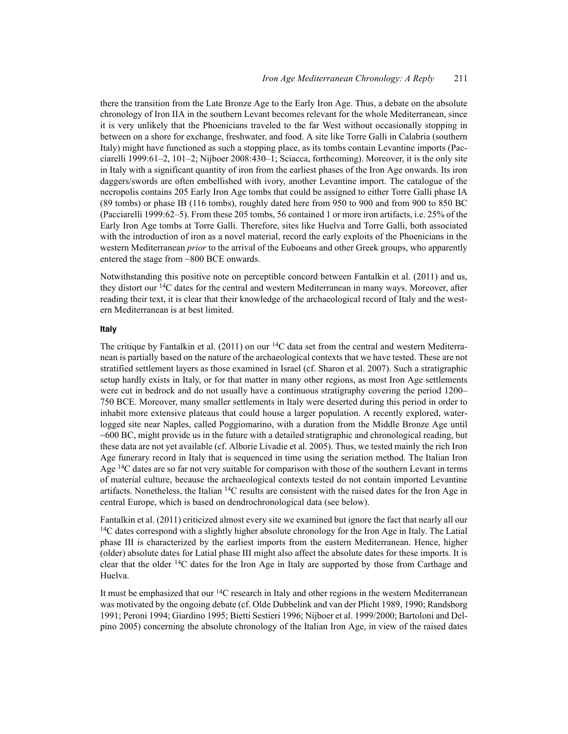there the transition from the Late Bronze Age to the Early Iron Age. Thus, a debate on the absolute chronology of Iron IIA in the southern Levant becomes relevant for the whole Mediterranean, since it is very unlikely that the Phoenicians traveled to the far West without occasionally stopping in between on a shore for exchange, freshwater, and food. A site like Torre Galli in Calabria (southern Italy) might have functioned as such a stopping place, as its tombs contain Levantine imports (Pacciarelli 1999:61–2, 101–2; Nijboer 2008:430–1; Sciacca, forthcoming). Moreover, it is the only site in Italy with a significant quantity of iron from the earliest phases of the Iron Age onwards. Its iron daggers/swords are often embellished with ivory, another Levantine import. The catalogue of the necropolis contains 205 Early Iron Age tombs that could be assigned to either Torre Galli phase IA (89 tombs) or phase IB (116 tombs), roughly dated here from 950 to 900 and from 900 to 850 BC (Pacciarelli 1999:62–5). From these 205 tombs, 56 contained 1 or more iron artifacts, i.e. 25% of the Early Iron Age tombs at Torre Galli. Therefore, sites like Huelva and Torre Galli, both associated with the introduction of iron as a novel material, record the early exploits of the Phoenicians in the western Mediterranean *prior* to the arrival of the Euboeans and other Greek groups, who apparently entered the stage from ~800 BCE onwards.

Notwithstanding this positive note on perceptible concord between Fantalkin et al. (2011) and us, they distort our $^{14}$C dates for the central and western Mediterranean in many ways. Moreover, after reading their text, it is clear that their knowledge of the archaeological record of Italy and the western Mediterranean is at best limited.

### Italy

The critique by Fantalkin et al. (2011) on our $^{14}$C data set from the central and western Mediterranean is partially based on the nature of the archaeological contexts that we have tested. These are not stratified settlement layers as those examined in Israel (cf. Sharon et al. 2007). Such a stratigraphic setup hardly exists in Italy, or for that matter in many other regions, as most Iron Age settlements were cut in bedrock and do not usually have a continuous stratigraphy covering the period 1200–750 BCE. Moreover, many smaller settlements in Italy were deserted during this period in order to inhabit more extensive plateaus that could house a larger population. A recently explored, waterlogged site near Naples, called Poggiomarino, with a duration from the Middle Bronze Age until ~600 BC, might provide us in the future with a detailed stratigraphic and chronological reading, but these data are not yet available (cf. Albore Livadie et al. 2005). Thus, we tested mainly the rich Iron Age funerary record in Italy that is sequenced in time using the seriation method. The Italian Iron Age $^{14}$C dates are so far not very suitable for comparison with those of the southern Levant in terms of material culture, because the archaeological contexts tested do not contain imported Levantine artifacts. Nonetheless, the Italian $^{14}$C results are consistent with the raised dates for the Iron Age in central Europe, which is based on dendrochronological data (see below).

Fantalkin et al. (2011) criticized almost every site we examined but ignore the fact that nearly all our $^{14}$C dates correspond with a slightly higher absolute chronology for the Iron Age in Italy. The Latial phase III is characterized by the earliest imports from the eastern Mediterranean. Hence, higher (older) absolute dates for Latial phase III might also affect the absolute dates for these imports. It is clear that the older $^{14}$C dates for the Iron Age in Italy are supported by those from Carthage and Huelva.

It must be emphasized that our $^{14}$C research in Italy and other regions in the western Mediterranean was motivated by the ongoing debate (cf. Olde Dubbelink and van der Plicht 1989, 1990; Randsborg 1991; Peroni 1994; Giardino 1995; Bietti Sestieri 1996; Nijboer et al. 1999/2000; Bartoloni and Delpino 2005) concerning the absolute chronology of the Italian Iron Age, in view of the raised dates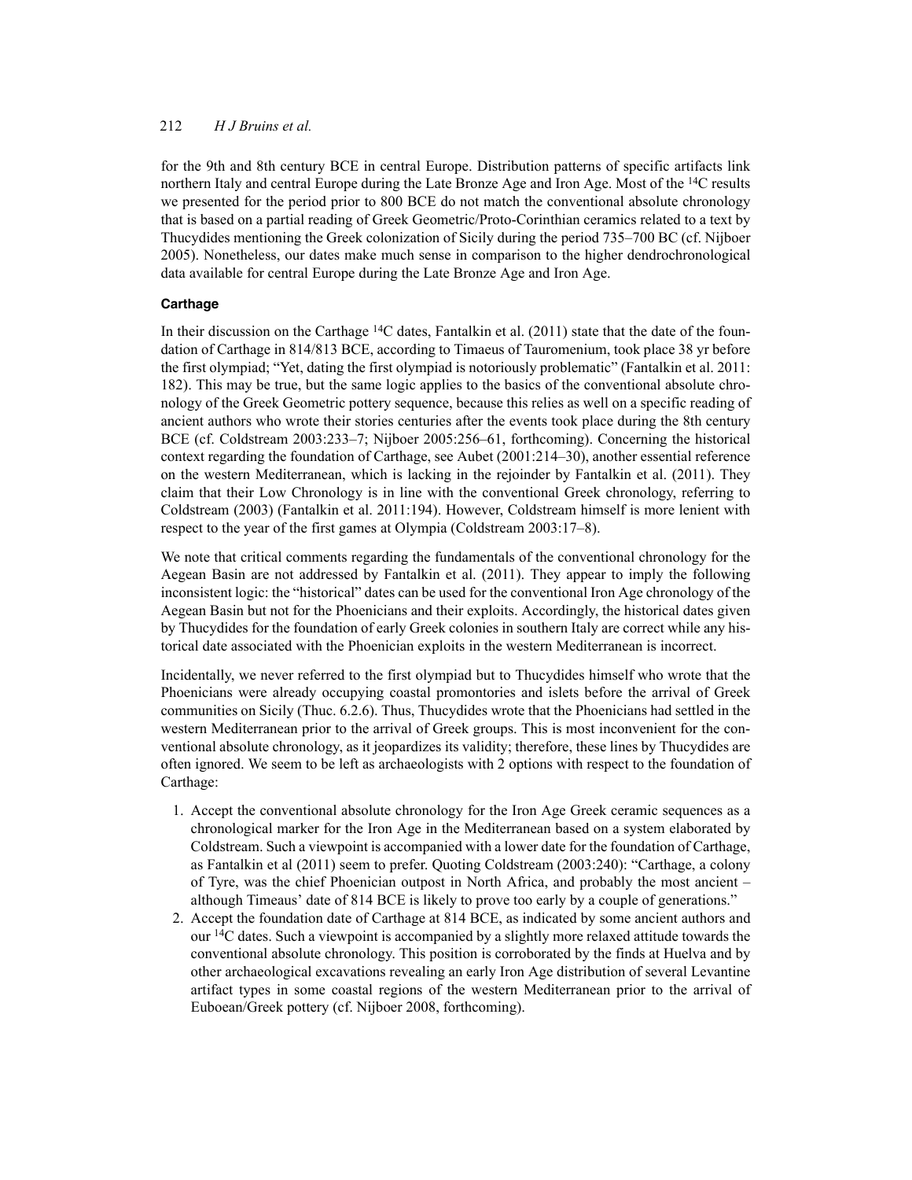for the 9th and 8th century BCE in central Europe. Distribution patterns of specific artifacts link northern Italy and central Europe during the Late Bronze Age and Iron Age. Most of the $^{14}$C results we presented for the period prior to 800 BCE do not match the conventional absolute chronology that is based on a partial reading of Greek Geometric/Proto-Corinthian ceramics related to a text by Thucydides mentioning the Greek colonization of Sicily during the period 735–700 BC (cf. Nijboer 2005). Nonetheless, our dates make much sense in comparison to the higher dendrochronological data available for central Europe during the Late Bronze Age and Iron Age.

### Carthage

In their discussion on the Carthage $^{14}$C dates, Fantalkin et al. (2011) state that the date of the foundation of Carthage in 814/813 BCE, according to Timaeus of Tauromenium, took place 38 yr before the first olympiad; "Yet, dating the first olympiad is notoriously problematic" (Fantalkin et al. 2011: 182). This may be true, but the same logic applies to the basics of the conventional absolute chronology of the Greek Geometric pottery sequence, because this relies as well on a specific reading of ancient authors who wrote their stories centuries after the events took place during the 8th century BCE (cf. Coldstream 2003:233–7; Nijboer 2005:256–61, forthcoming). Concerning the historical context regarding the foundation of Carthage, see Aubet (2001:214–30), another essential reference on the western Mediterranean, which is lacking in the rejoinder by Fantalkin et al. (2011). They claim that their Low Chronology is in line with the conventional Greek chronology, referring to Coldstream (2003) (Fantalkin et al. 2011:194). However, Coldstream himself is more lenient with respect to the year of the first games at Olympia (Coldstream 2003:17–8).

We note that critical comments regarding the fundamentals of the conventional chronology for the Aegean Basin are not addressed by Fantalkin et al. (2011). They appear to imply the following inconsistent logic: the "historical" dates can be used for the conventional Iron Age chronology of the Aegean Basin but not for the Phoenicians and their exploits. Accordingly, the historical dates given by Thucydides for the foundation of early Greek colonies in southern Italy are correct while any historical date associated with the Phoenician exploits in the western Mediterranean is incorrect.

Incidentally, we never referred to the first olympiad but to Thucydides himself who wrote that the Phoenicians were already occupying coastal promontories and islets before the arrival of Greek communities on Sicily (Thuc. 6.2.6). Thus, Thucydides wrote that the Phoenicians had settled in the western Mediterranean prior to the arrival of Greek groups. This is most inconvenient for the conventional absolute chronology, as it jeopardizes its validity; therefore, these lines by Thucydides are often ignored. We seem to be left as archaeologists with 2 options with respect to the foundation of Carthage:

1. Accept the conventional absolute chronology for the Iron Age Greek ceramic sequences as a chronological marker for the Iron Age in the Mediterranean based on a system elaborated by Coldstream. Such a viewpoint is accompanied with a lower date for the foundation of Carthage, as Fantalkin et al (2011) seem to prefer. Quoting Coldstream (2003:240): "Carthage, a colony of Tyre, was the chief Phoenician outpost in North Africa, and probably the most ancient – although Timeus' date of 814 BCE is likely to prove too early by a couple of generations."
2. Accept the foundation date of Carthage at 814 BCE, as indicated by some ancient authors and our $^{14}$C dates. Such a viewpoint is accompanied by a slightly more relaxed attitude towards the conventional absolute chronology. This position is corroborated by the finds at Huelva and by other archaeological excavations revealing an early Iron Age distribution of several Levantine artifact types in some coastal regions of the western Mediterranean prior to the arrival of Euboean/Greek pottery (cf. Nijboer 2008, forthcoming).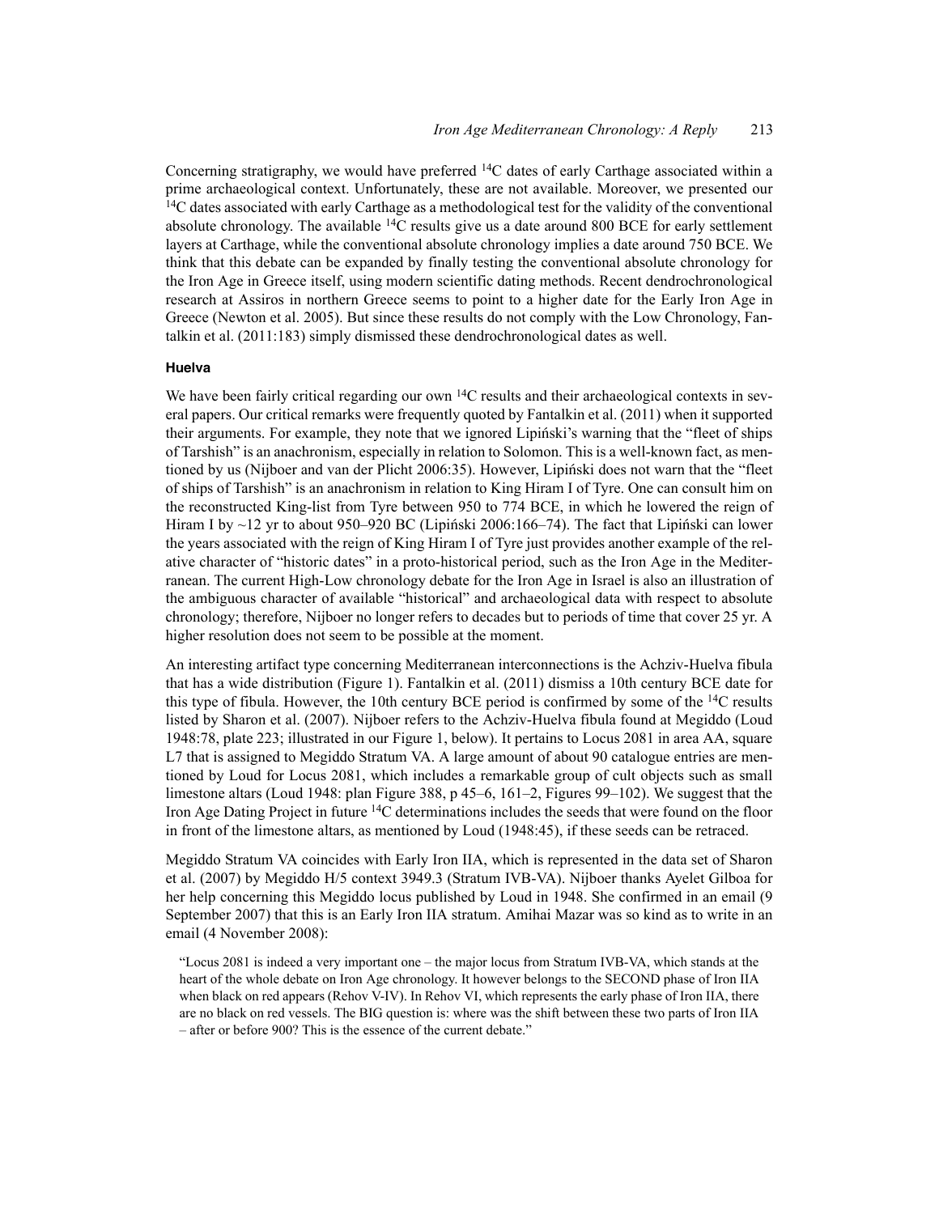Concerning stratigraphy, we would have preferred $^{14}C$ dates of early Carthage associated within a prime archaeological context. Unfortunately, these are not available. Moreover, we presented our $^{14}C$ dates associated with early Carthage as a methodological test for the validity of the conventional absolute chronology. The available $^{14}C$ results give us a date around 800 BCE for early settlement layers at Carthage, while the conventional absolute chronology implies a date around 750 BCE. We think that this debate can be expanded by finally testing the conventional absolute chronology for the Iron Age in Greece itself, using modern scientific dating methods. Recent dendrochronological research at Assiros in northern Greece seems to point to a higher date for the Early Iron Age in Greece (Newton et al. 2005). But since these results do not comply with the Low Chronology, Fantalkin et al. (2011:183) simply dismissed these dendrochronological dates as well.

#### Huelva

We have been fairly critical regarding our own $^{14}C$ results and their archaeological contexts in several papers. Our critical remarks were frequently quoted by Fantalkin et al. (2011) when it supported their arguments. For example, they note that we ignored Lipiński's warning that the "fleet of ships of Tarshish" is an anachronism, especially in relation to Solomon. This is a well-known fact, as mentioned by us (Nijboer and van der Plicht 2006:35). However, Lipiński does not warn that the "fleet of ships of Tarshish" is an anachronism in relation to King Hiram I of Tyre. One can consult him on the reconstructed King-list from Tyre between 950 to 774 BCE, in which he lowered the reign of Hiram I by ~12 yr to about 950–920 BC (Lipiński 2006:166–74). The fact that Lipiński can lower the years associated with the reign of King Hiram I of Tyre just provides another example of the relative character of "historic dates" in a proto-historical period, such as the Iron Age in the Mediterranean. The current High-Low chronology debate for the Iron Age in Israel is also an illustration of the ambiguous character of available "historical" and archaeological data with respect to absolute chronology; therefore, Nijboer no longer refers to decades but to periods of time that cover 25 yr. A higher resolution does not seem to be possible at the moment.

An interesting artifact type concerning Mediterranean interconnections is the Achziv-Huelva fibula that has a wide distribution (Figure 1). Fantalkin et al. (2011) dismiss a 10th century BCE date for this type of fibula. However, the 10th century BCE period is confirmed by some of the $^{14}C$ results listed by Sharon et al. (2007). Nijboer refers to the Achziv-Huelva fibula found at Megiddo (Loud 1948:78, plate 223; illustrated in our Figure 1, below). It pertains to Locus 2081 in area AA, square L7 that is assigned to Megiddo Stratum VA. A large amount of about 90 catalogue entries are mentioned by Loud for Locus 2081, which includes a remarkable group of cult objects such as small limestone altars (Loud 1948: plan Figure 388, p 45–6, 161–2, Figures 99–102). We suggest that the Iron Age Dating Project in future $^{14}C$ determinations includes the seeds that were found on the floor in front of the limestone altars, as mentioned by Loud (1948:45), if these seeds can be retraced.

Megiddo Stratum VA coincides with Early Iron IIA, which is represented in the data set of Sharon et al. (2007) by Megiddo H/5 context 3949.3 (Stratum IVB-VA). Nijboer thanks Ayelet Gilboa for her help concerning this Megiddo locus published by Loud in 1948. She confirmed in an email (9 September 2007) that this is an Early Iron IIA stratum. Amihai Mazar was so kind as to write in an email (4 November 2008):

> "Locus 2081 is indeed a very important one – the major locus from Stratum IVB-VA, which stands at the heart of the whole debate on Iron Age chronology. It however belongs to the SECOND phase of Iron IIA when black on red appears (Rehov V-IV). In Rehov VI, which represents the early phase of Iron IIA, there are no black on red vessels. The BIG question is: where was the shift between these two parts of Iron IIA – after or before 900? This is the essence of the current debate."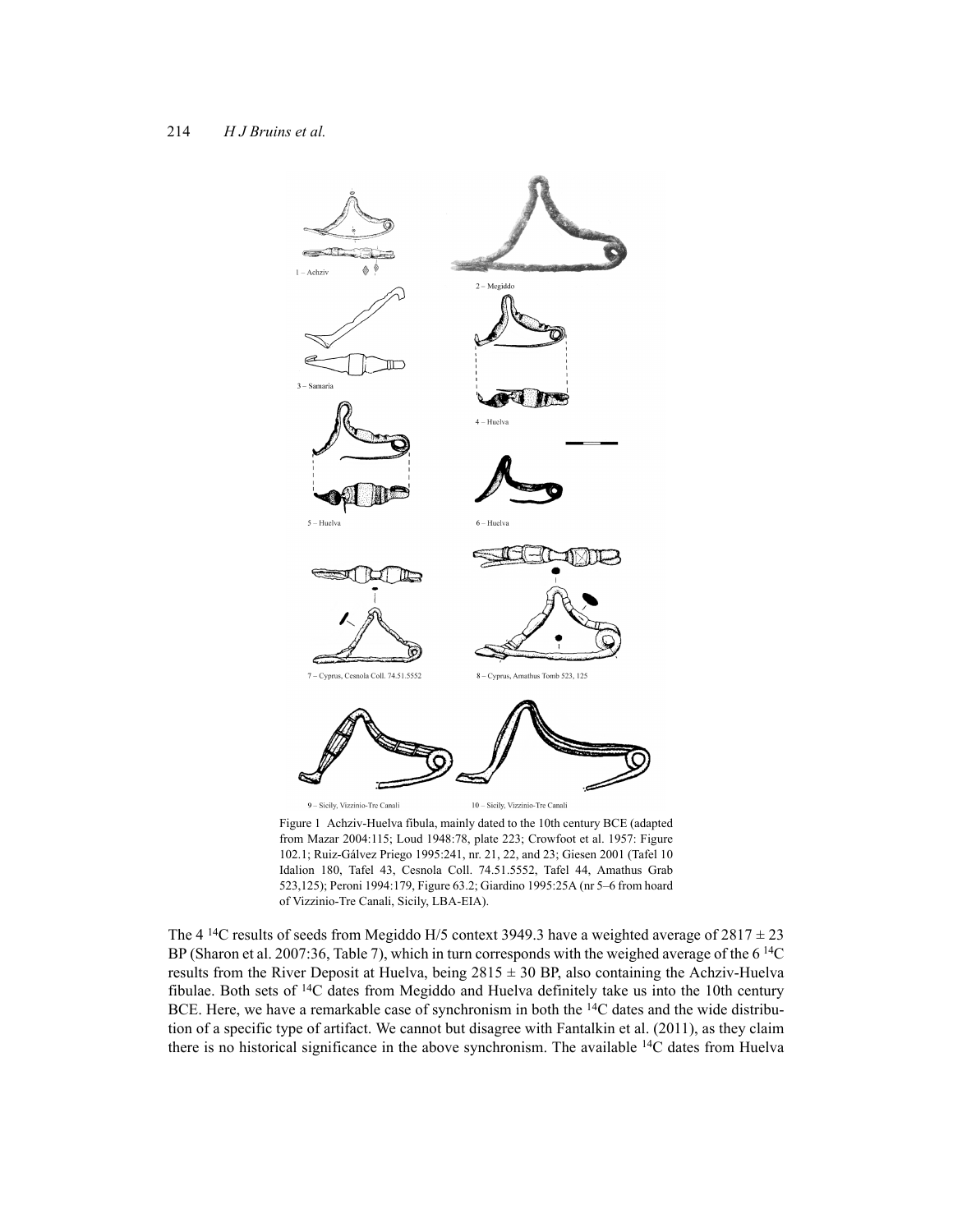Figure 1 Achziv-Huelva fibula, mainly dated to the 10th century BCE (adapted from Mazar 2004:115; Loud 1948:78, plate 223; Crowfoot et al. 1957: Figure 102.1; Ruiz-Gálvez Priego 1995:241, nr. 21, 22, and 23; Giesen 2001 (Tafel 10 Idalion 180, Tafel 43, Cesnola Coll. 74.51.5552, Tafel 44, Amathus Grab 523,125); Peroni 1994:179, Figure 63.2; Giardino 1995:25A (nr 5–6 from hoard of Vizzinio-Tre Canali, Sicily, LBA-EIA).

The 4 $^{14}C$ results of seeds from Megiddo H/5 context 3949.3 have a weighted average of $2817 \pm 23$ BP (Sharon et al. 2007:36, Table 7), which in turn corresponds with the weighed average of the 6 $^{14}C$ results from the River Deposit at Huelva, being $2815 \pm 30$ BP, also containing the Achziv-Huelva fibulae. Both sets of $^{14}C$ dates from Megiddo and Huelva definitely take us into the 10th century BCE. Here, we have a remarkable case of synchronism in both the $^{14}C$ dates and the wide distribution of a specific type of artifact. We cannot but disagree with Fantalkin et al. (2011), as they claim there is no historical significance in the above synchronism. The available $^{14}C$ dates from Huelva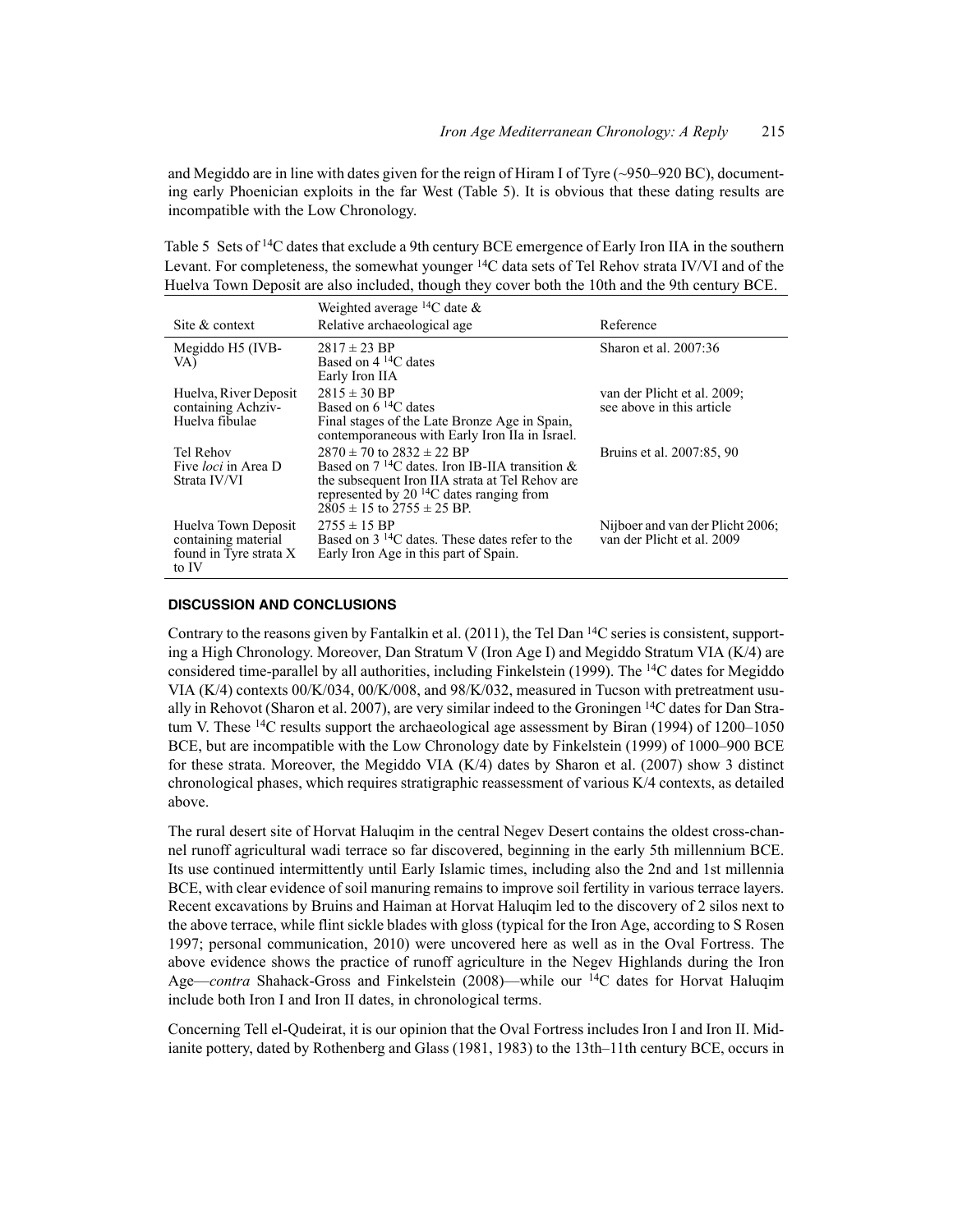and Megiddo are in line with dates given for the reign of Hiram I of Tyre (~950–920 BC), documenting early Phoenician exploits in the far West (Table 5). It is obvious that these dating results are incompatible with the Low Chronology.

Table 5 Sets of $^{14}C$ dates that exclude a 9th century BCE emergence of Early Iron IIA in the southern Levant. For completeness, the somewhat younger $^{14}C$ data sets of Tel Rehov strata IV/VI and of the Huelva Town Deposit are also included, though they cover both the 10th and the 9th century BCE.

| Site & context | Weighted average $^{14}C$ date & Relative archaeological age | Reference |
|---|---|---|
| Megiddo H5 (IVB-VA) | 2817 ± 23 BP<br>Based on 4 $^{14}C$ dates<br>Early Iron IIA | Sharon et al. 2007:36 |
| Huelva, River Deposit containing Achziv-Huelva fibulae | 2815 ± 30 BP<br>Based on 6 $^{14}C$ dates<br>Final stages of the Late Bronze Age in Spain, contemporaneous with Early Iron IIa in Israel. | van der Plicht et al. 2009; see above in this article |
| Tel Rehov<br>Five *loci* in Area D<br>Strata IV/VI | 2870 ± 70 to 2832 ± 22 BP<br>Based on 7 $^{14}C$ dates. Iron IB-IIA transition & the subsequent Iron IIA strata at Tel Rehov are represented by 20 $^{14}C$ dates ranging from 2805 ± 15 to 2755 ± 25 BP. | Bruins et al. 2007:85, 90 |
| Huelva Town Deposit containing material found in Tyre strata X to IV | 2755 ± 15 BP<br>Based on 3 $^{14}C$ dates. These dates refer to the Early Iron Age in this part of Spain. | Nijboer and van der Plicht 2006; van der Plicht et al. 2009 |

## DISCUSSION AND CONCLUSIONS

Contrary to the reasons given by Fantalkin et al. (2011), the Tel Dan $^{14}C$ series is consistent, supporting a High Chronology. Moreover, Dan Stratum V (Iron Age I) and Megiddo Stratum VIA (K/4) are considered time-parallel by all authorities, including Finkelstein (1999). The $^{14}C$ dates for Megiddo VIA (K/4) contexts 00/K/034, 00/K/008, and 98/K/032, measured in Tucson with pretreatment usually in Rehovot (Sharon et al. 2007), are very similar indeed to the Groningen $^{14}C$ dates for Dan Stratum V. These $^{14}C$ results support the archaeological age assessment by Biran (1994) of 1200–1050 BCE, but are incompatible with the Low Chronology date by Finkelstein (1999) of 1000–900 BCE for these strata. Moreover, the Megiddo VIA (K/4) dates by Sharon et al. (2007) show 3 distinct chronological phases, which requires stratigraphic reassessment of various K/4 contexts, as detailed above.

The rural desert site of Horvat Haluqim in the central Negev Desert contains the oldest cross-channel runoff agricultural wadi terrace so far discovered, beginning in the early 5th millennium BCE. Its use continued intermittently until Early Islamic times, including also the 2nd and 1st millennia BCE, with clear evidence of soil manuring remains to improve soil fertility in various terrace layers. Recent excavations by Bruins and Haiman at Horvat Haluqim led to the discovery of 2 silos next to the above terrace, while flint sickle blades with gloss (typical for the Iron Age, according to S Rosen 1997; personal communication, 2010) were uncovered here as well as in the Oval Fortress. The above evidence shows the practice of runoff agriculture in the Negev Highlands during the Iron Age—*contra* Shahack-Gross and Finkelstein (2008)—while our $^{14}C$ dates for Horvat Haluqim include both Iron I and Iron II dates, in chronological terms.

Concerning Tell el-Qudeirat, it is our opinion that the Oval Fortress includes Iron I and Iron II. Midianite pottery, dated by Rothenberg and Glass (1981, 1983) to the 13th–11th century BCE, occurs in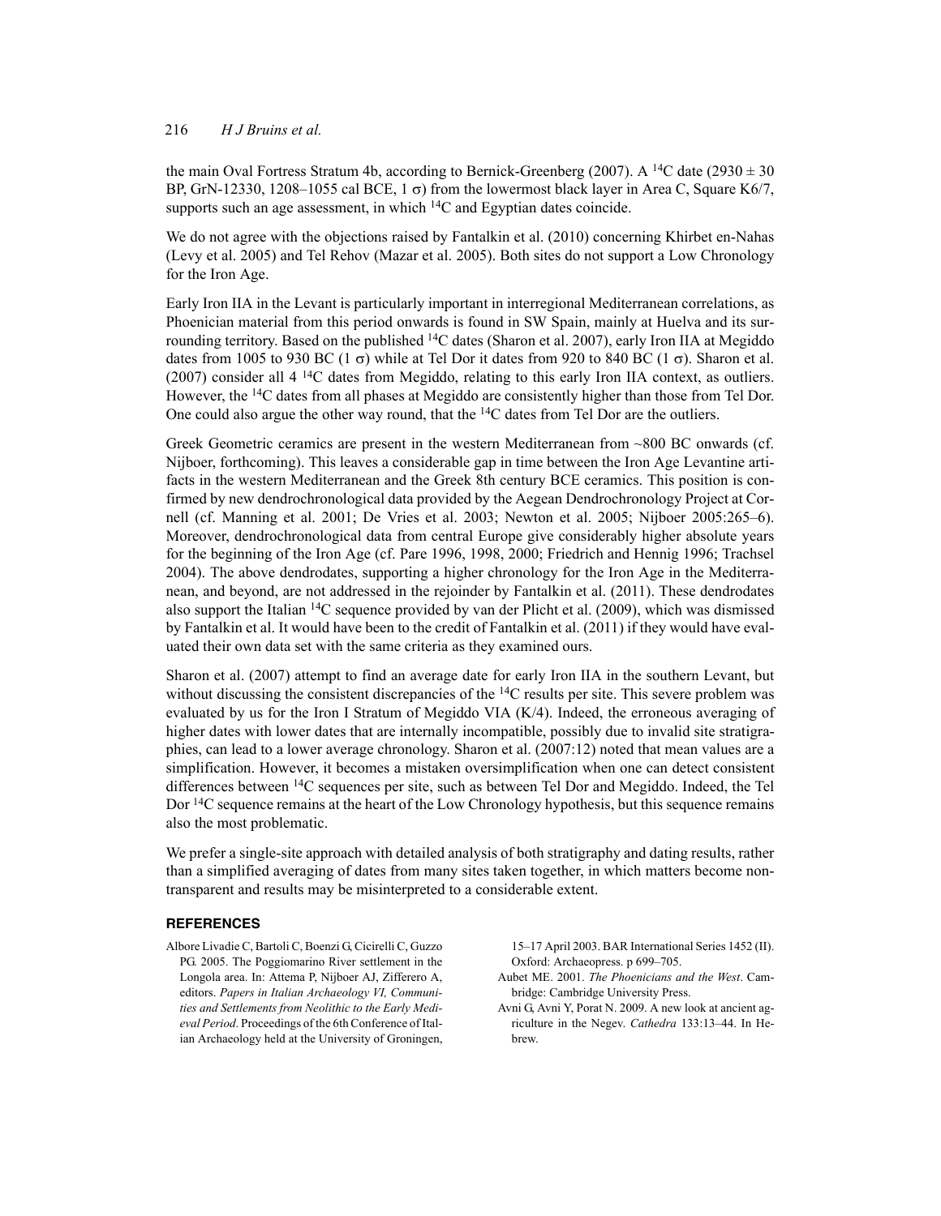the main Oval Fortress Stratum 4b, according to Bernick-Greenberg (2007). A $^{14}C$ date (2930 ± 30 BP, GrN-12330, 1208–1055 cal BCE, 1 $\sigma$) from the lowermost black layer in Area C, Square K6/7, supports such an age assessment, in which $^{14}C$ and Egyptian dates coincide.

We do not agree with the objections raised by Fantalkin et al. (2010) concerning Khirbet en-Nahas (Levy et al. 2005) and Tel Rehov (Mazar et al. 2005). Both sites do not support a Low Chronology for the Iron Age.

Early Iron IIA in the Levant is particularly important in interregional Mediterranean correlations, as Phoenician material from this period onwards is found in SW Spain, mainly at Huelva and its surrounding territory. Based on the published $^{14}C$ dates (Sharon et al. 2007), early Iron IIA at Megiddo dates from 1005 to 930 BC (1 $\sigma$) while at Tel Dor it dates from 920 to 840 BC (1 $\sigma$). Sharon et al. (2007) consider all 4 $^{14}C$ dates from Megiddo, relating to this early Iron IIA context, as outliers. However, the $^{14}C$ dates from all phases at Megiddo are consistently higher than those from Tel Dor. One could also argue the other way round, that the $^{14}C$ dates from Tel Dor are the outliers.

Greek Geometric ceramics are present in the western Mediterranean from ~800 BC onwards (cf. Nijboer, forthcoming). This leaves a considerable gap in time between the Iron Age Levantine artifacts in the western Mediterranean and the Greek 8th century BCE ceramics. This position is confirmed by new dendrochronological data provided by the Aegean Dendrochronology Project at Cornell (cf. Manning et al. 2001; De Vries et al. 2003; Newton et al. 2005; Nijboer 2005:265–6). Moreover, dendrochronological data from central Europe give considerably higher absolute years for the beginning of the Iron Age (cf. Pare 1996, 1998, 2000; Friedrich and Hennig 1996; Trachsel 2004). The above dendrodates, supporting a higher chronology for the Iron Age in the Mediterranean, and beyond, are not addressed in the rejoinder by Fantalkin et al. (2011). These dendrodates also support the Italian $^{14}C$ sequence provided by van der Plicht et al. (2009), which was dismissed by Fantalkin et al. It would have been to the credit of Fantalkin et al. (2011) if they would have evaluated their own data set with the same criteria as they examined ours.

Sharon et al. (2007) attempt to find an average date for early Iron IIA in the southern Levant, but without discussing the consistent discrepancies of the $^{14}C$ results per site. This severe problem was evaluated by us for the Iron I Stratum of Megiddo VIA (K/4). Indeed, the erroneous averaging of higher dates with lower dates that are internally incompatible, possibly due to invalid site stratigraphies, can lead to a lower average chronology. Sharon et al. (2007:12) noted that mean values are a simplification. However, it becomes a mistaken oversimplification when one can detect consistent differences between $^{14}C$ sequences per site, such as between Tel Dor and Megiddo. Indeed, the Tel Dor $^{14}C$ sequence remains at the heart of the Low Chronology hypothesis, but this sequence remains also the most problematic.

We prefer a single-site approach with detailed analysis of both stratigraphy and dating results, rather than a simplified averaging of dates from many sites taken together, in which matters become non-transparent and results may be misinterpreted to a considerable extent.

## REFERENCES

Albore Livadie C, Bartoli C, Boenzi G, Cicirelli C, Guzzo PG. 2005. The Poggiomarino River settlement in the Longola area. In: Attema P, Nijboer AJ, Zifferero A, editors. *Papers in Italian Archaeology VI, Communities and Settlements from Neolithic to the Early Medieval Period*. Proceedings of the 6th Conference of Italian Archaeology held at the University of Groningen, 15–17 April 2003. BAR International Series 1452 (II). Oxford: Archaeopress. p 699–705.

Aubet ME. 2001. *The Phoenicians and the West*. Cambridge: Cambridge University Press.

Avni G, Avni Y, Porat N. 2009. A new look at ancient agriculture in the Negev. *Cathedra* 133:13–44. In Hebrew.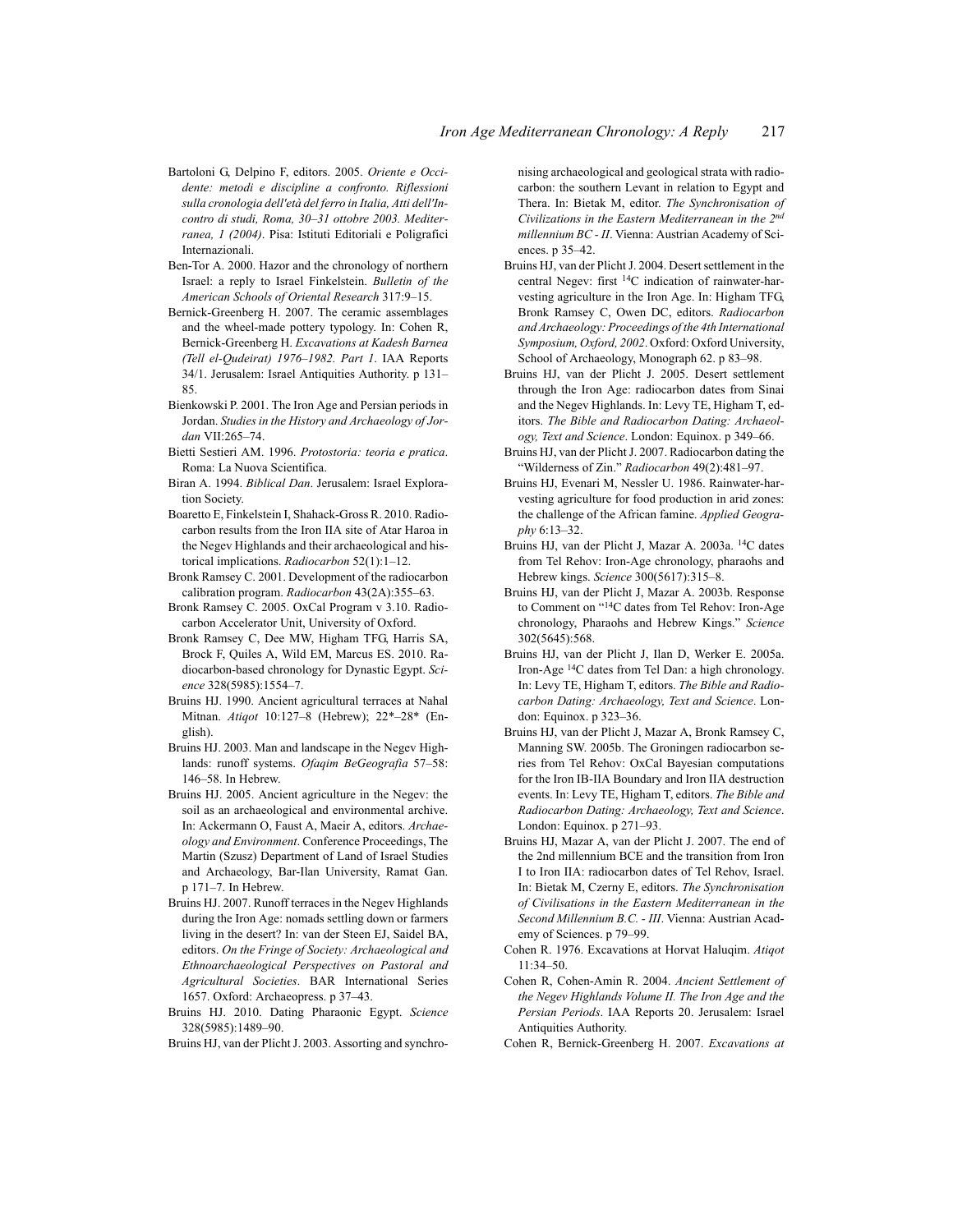Bartoloni G, Delpino F, editors. 2005. *Oriente e Occidente: metodi e discipline a confronto. Riflessioni sulla cronologia dell'età del ferro in Italia, Atti dell'Incontro di studi, Roma, 30–31 ottobre 2003. Mediterranea, 1 (2004)*. Pisa: Istituti Editoriali e Poligrafici Internazionali.

Ben-Tor A. 2000. Hazor and the chronology of northern Israel: a reply to Israel Finkelstein. *Bulletin of the American Schools of Oriental Research* 317:9–15.

Bernick-Greenberg H. 2007. The ceramic assemblages and the wheel-made pottery typology. In: Cohen R, Bernick-Greenberg H. *Excavations at Kadesh Barnea (Tell el-Qudeirat) 1976–1982. Part 1*. IAA Reports 34/1. Jerusalem: Israel Antiquities Authority. p 131–85.

Bienkowski P. 2001. The Iron Age and Persian periods in Jordan. *Studies in the History and Archaeology of Jordan* VII:265–74.

Bietti Sestieri AM. 1996. *Protostoria: teoria e pratica*. Roma: La Nuova Scientifica.

Biran A. 1994. *Biblical Dan*. Jerusalem: Israel Exploration Society.

Boaretto E, Finkelstein I, Shahack-Gross R. 2010. Radiocarbon results from the Iron IIA site of Atar Haroa in the Negev Highlands and their archaeological and historical implications. *Radiocarbon* 52(1):1–12.

Bronk Ramsey C. 2001. Development of the radiocarbon calibration program. *Radiocarbon* 43(2A):355–63.

Bronk Ramsey C. 2005. OxCal Program v 3.10. Radiocarbon Accelerator Unit, University of Oxford.

Bronk Ramsey C, Dee MW, Higham TFG, Harris SA, Brock F, Quiles A, Wild EM, Marcus ES. 2010. Radiocarbon-based chronology for Dynastic Egypt. *Science* 328(5985):1554–7.

Bruins HJ. 1990. Ancient agricultural terraces at Nahal Mitnan. *Atiqot* 10:127–8 (Hebrew); 22*–28* (English).

Bruins HJ. 2003. Man and landscape in the Negev Highlands: runoff systems. *Ofaqim BeGeografia* 57–58: 146–58. In Hebrew.

Bruins HJ. 2005. Ancient agriculture in the Negev: the soil as an archaeological and environmental archive. In: Ackermann O, Faust A, Maeir A, editors. *Archaeology and Environment*. Conference Proceedings, The Martin (Szusz) Department of Land of Israel Studies and Archaeology, Bar-Ilan University, Ramat Gan. p 171–7. In Hebrew.

Bruins HJ. 2007. Runoff terraces in the Negev Highlands during the Iron Age: nomads settling down or farmers living in the desert? In: van der Steen EJ, Saidel BA, editors. *On the Fringe of Society: Archaeological and Ethnoarchaeological Perspectives on Pastoral and Agricultural Societies*. BAR International Series 1657. Oxford: Archaeopress. p 37–43.

Bruins HJ. 2010. Dating Pharaonic Egypt. *Science* 328(5985):1489–90.

Bruins HJ, van der Plicht J. 2003. Assorting and synchronising archaeological and geological strata with radiocarbon: the southern Levant in relation to Egypt and Thera. In: Bietak M, editor. *The Synchronisation of Civilizations in the Eastern Mediterranean in the 2nd millennium BC - II*. Vienna: Austrian Academy of Sciences. p 35–42.

Bruins HJ, van der Plicht J. 2004. Desert settlement in the central Negev: first $^{14}$C indication of rainwater-harvesting agriculture in the Iron Age. In: Higham TFG, Bronk Ramsey C, Owen DC, editors. *Radiocarbon and Archaeology: Proceedings of the 4th International Symposium, Oxford, 2002*. Oxford: Oxford University, School of Archaeology, Monograph 62. p 83–98.

Bruins HJ, van der Plicht J. 2005. Desert settlement through the Iron Age: radiocarbon dates from Sinai and the Negev Highlands. In: Levy TE, Higham T, editors. *The Bible and Radiocarbon Dating: Archaeology, Text and Science*. London: Equinox. p 349–66.

Bruins HJ, van der Plicht J. 2007. Radiocarbon dating the "Wilderness of Zin." *Radiocarbon* 49(2):481–97.

Bruins HJ, Evenari M, Nessler U. 1986. Rainwater-harvesting agriculture for food production in arid zones: the challenge of the African famine. *Applied Geography* 6:13–32.

Bruins HJ, van der Plicht J, Mazar A. 2003a. $^{14}$C dates from Tel Rehov: Iron-Age chronology, pharaohs and Hebrew kings. *Science* 300(5617):315–8.

Bruins HJ, van der Plicht J, Mazar A. 2003b. Response to Comment on "$^{14}$C dates from Tel Rehov: Iron-Age chronology, Pharaohs and Hebrew Kings." *Science* 302(5645):568.

Bruins HJ, van der Plicht J, Ilan D, Werker E. 2005a. Iron-Age $^{14}$C dates from Tel Dan: a high chronology. In: Levy TE, Higham T, editors. *The Bible and Radiocarbon Dating: Archaeology, Text and Science*. London: Equinox. p 323–36.

Bruins HJ, van der Plicht J, Mazar A, Bronk Ramsey C, Manning SW. 2005b. The Groningen radiocarbon series from Tel Rehov: OxCal Bayesian computations for the Iron IB-IIA Boundary and Iron IIA destruction events. In: Levy TE, Higham T, editors. *The Bible and Radiocarbon Dating: Archaeology, Text and Science*. London: Equinox. p 271–93.

Bruins HJ, Mazar A, van der Plicht J. 2007. The end of the 2nd millennium BCE and the transition from Iron I to Iron IIA: radiocarbon dates of Tel Rehov, Israel. In: Bietak M, Czerny E, editors. *The Synchronisation of Civilisations in the Eastern Mediterranean in the Second Millennium B.C. - III*. Vienna: Austrian Academy of Sciences. p 79–99.

Cohen R. 1976. Excavations at Horvat Haluqim. *Atiqot* 11:34–50.

Cohen R, Cohen-Amin R. 2004. *Ancient Settlement of the Negev Highlands Volume II. The Iron Age and the Persian Periods*. IAA Reports 20. Jerusalem: Israel Antiquities Authority.

Cohen R, Bernick-Greenberg H. 2007. *Excavations at*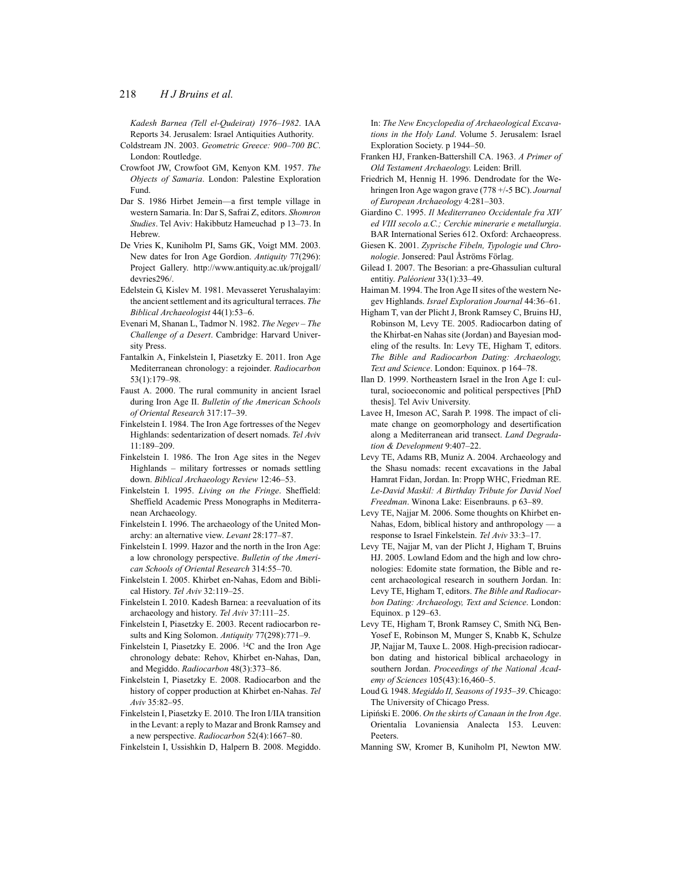*Kadesh Barnea (Tell el-Qudeirat) 1976–1982*. IAA Reports 34. Jerusalem: Israel Antiquities Authority.

Coldstream JN. 2003. *Geometric Greece: 900–700 BC*. London: Routledge.

Crowfoot JW, Crowfoot GM, Kenyon KM. 1957. *The Objects of Samaria*. London: Palestine Exploration Fund.

Dar S. 1986 Hirbet Jemein—a first temple village in western Samaria. In: Dar S, Safrai Z, editors. *Shomron Studies*. Tel Aviv: Hakibbutz Hameuchad p 13–73. In Hebrew.

De Vries K, Kuniholm PI, Sams GK, Voigt MM. 2003. New dates for Iron Age Gordion. *Antiquity* 77(296): Project Gallery. http://www.antiquity.ac.uk/projgall/devries296/.

Edelstein G, Kislev M. 1981. Mevasseret Yerushalayim: the ancient settlement and its agricultural terraces. *The Biblical Archaeologist* 44(1):53–6.

Evenari M, Shanan L, Tadmor N. 1982. *The Negev – The Challenge of a Desert*. Cambridge: Harvard University Press.

Fantalkin A, Finkelstein I, Piasetzky E. 2011. Iron Age Mediterranean chronology: a rejoinder. *Radiocarbon* 53(1):179–98.

Faust A. 2000. The rural community in ancient Israel during Iron Age II. *Bulletin of the American Schools of Oriental Research* 317:17–39.

Finkelstein I. 1984. The Iron Age fortresses of the Negev Highlands: sedentarization of desert nomads. *Tel Aviv* 11:189–209.

Finkelstein I. 1986. The Iron Age sites in the Negev Highlands – military fortresses or nomads settling down. *Biblical Archaeology Review* 12:46–53.

Finkelstein I. 1995. *Living on the Fringe*. Sheffield: Sheffield Academic Press Monographs in Mediterranean Archaeology.

Finkelstein I. 1996. The archaeology of the United Monarchy: an alternative view. *Levant* 28:177–87.

Finkelstein I. 1999. Hazor and the north in the Iron Age: a low chronology perspective. *Bulletin of the American Schools of Oriental Research* 314:55–70.

Finkelstein I. 2005. Khirbet en-Nahas, Edom and Biblical History. *Tel Aviv* 32:119–25.

Finkelstein I. 2010. Kadesh Barnea: a reevaluation of its archaeology and history. *Tel Aviv* 37:111–25.

Finkelstein I, Piasetzky E. 2003. Recent radiocarbon results and King Solomon. *Antiquity* 77(298):771–9.

Finkelstein I, Piasetzky E. 2006. $^{14}C$ and the Iron Age chronology debate: Rehov, Khirbet en-Nahas, Dan, and Megiddo. *Radiocarbon* 48(3):373–86.

Finkelstein I, Piasetzky E. 2008. Radiocarbon and the history of copper production at Khirbet en-Nahas. *Tel Aviv* 35:82–95.

Finkelstein I, Piasetzky E. 2010. The Iron I/IIA transition in the Levant: a reply to Mazar and Bronk Ramsey and a new perspective. *Radiocarbon* 52(4):1667–80.

Finkelstein I, Ussishkin D, Halpern B. 2008. Megiddo. In: *The New Encyclopedia of Archaeological Excavations in the Holy Land*. Volume 5. Jerusalem: Israel Exploration Society. p 1944–50.

Franken HJ, Franken-Battershill CA. 1963. *A Primer of Old Testament Archaeology*. Leiden: Brill.

Friedrich M, Hennig H. 1996. Dendrodate for the Wehringen Iron Age wagon grave (778 +/-5 BC). *Journal of European Archaeology* 4:281–303.

Giardino C. 1995. *Il Mediterraneo Occidentale fra XIV ed VIII secolo a.C.; Cerchie minerarie e metallurgia*. BAR International Series 612. Oxford: Archaeopress.

Giesen K. 2001. *Zyprische Fibeln, Typologie und Chronologie*. Jonsered: Paul Åströms Förlag.

Gilead I. 2007. The Besorian: a pre-Ghassulian cultural entitiy. *Paléorient* 33(1):33–49.

Haiman M. 1994. The Iron Age II sites of the western Negev Highlands. *Israel Exploration Journal* 44:36–61.

Higham T, van der Plicht J, Bronk Ramsey C, Bruins HJ, Robinson M, Levy TE. 2005. Radiocarbon dating of the Khirbat-en Nahas site (Jordan) and Bayesian modeling of the results. In: Levy TE, Higham T, editors. *The Bible and Radiocarbon Dating: Archaeology, Text and Science*. London: Equinox. p 164–78.

Ilan D. 1999. Northeastern Israel in the Iron Age I: cultural, socioeconomic and political perspectives [PhD thesis]. Tel Aviv University.

Lavee H, Imeson AC, Sarah P. 1998. The impact of climate change on geomorphology and desertification along a Mediterranean arid transect. *Land Degradation & Development* 9:407–22.

Levy TE, Adams RB, Muniz A. 2004. Archaeology and the Shasu nomads: recent excavations in the Jabal Hamrat Fidan, Jordan. In: Propp WHC, Friedman RE. *Le-David Maskil: A Birthday Tribute for David Noel Freedman*. Winona Lake: Eisenbrauns. p 63–89.

Levy TE, Najjar M. 2006. Some thoughts on Khirbet en-Nahas, Edom, biblical history and anthropology — a response to Israel Finkelstein. *Tel Aviv* 33:3–17.

Levy TE, Najjar M, van der Plicht J, Higham T, Bruins HJ. 2005. Lowland Edom and the high and low chronologies: Edomite state formation, the Bible and recent archaeological research in southern Jordan. In: Levy TE, Higham T, editors. *The Bible and Radiocarbon Dating: Archaeology, Text and Science*. London: Equinox. p 129–63.

Levy TE, Higham T, Bronk Ramsey C, Smith NG, Ben-Yosef E, Robinson M, Munger S, Knabb K, Schulze JP, Najjar M, Tauxe L. 2008. High-precision radiocarbon dating and historical biblical archaeology in southern Jordan. *Proceedings of the National Academy of Sciences* 105(43):16,460–5.

Loud G. 1948. *Megiddo II, Seasons of 1935–39*. Chicago: The University of Chicago Press.

Lipiński E. 2006. *On the skirts of Canaan in the Iron Age*. Orientalia Lovaniensia Analecta 153. Leuven: Peeters.

Manning SW, Kromer B, Kuniholm PI, Newton MW.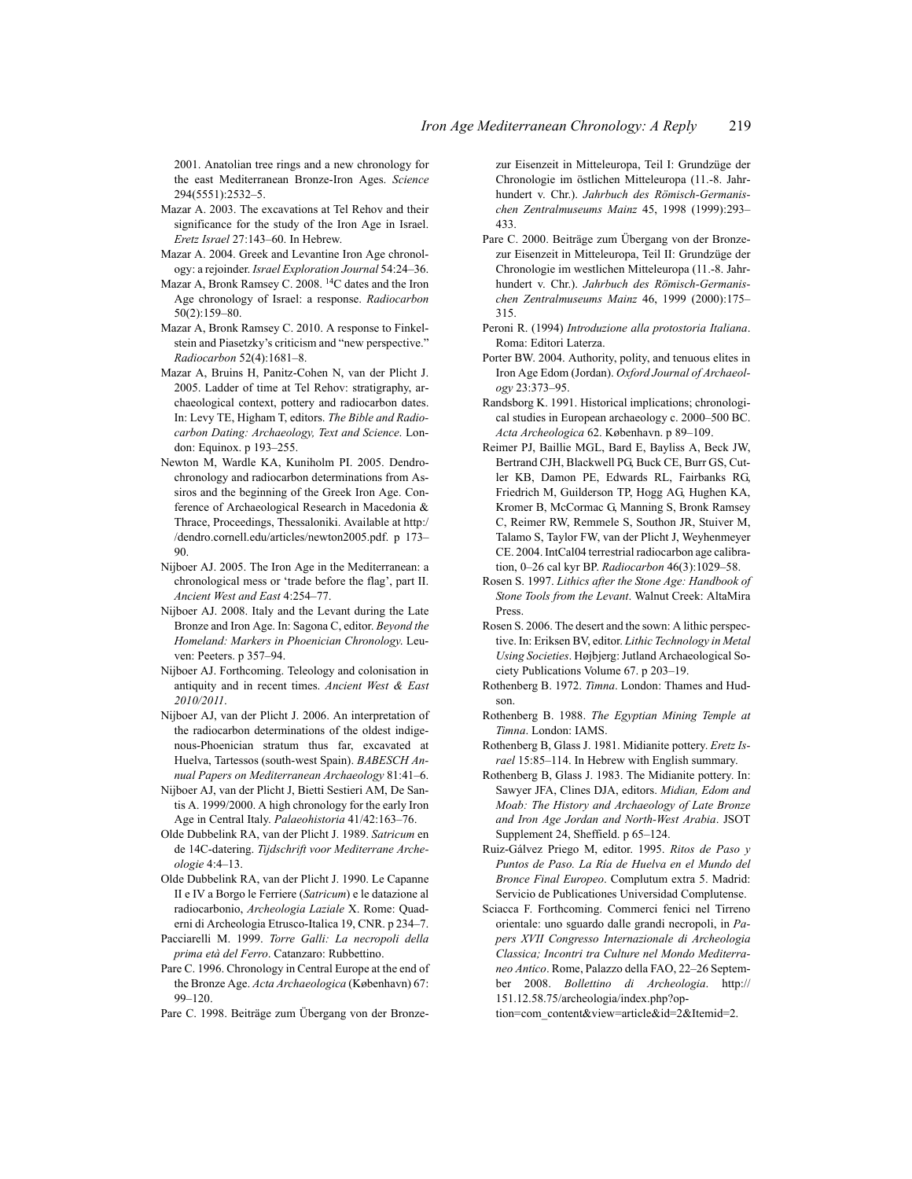2001. Anatolian tree rings and a new chronology for the east Mediterranean Bronze-Iron Ages. *Science* 294(5551):2532–5.

Mazar A. 2003. The excavations at Tel Rehov and their significance for the study of the Iron Age in Israel. *Eretz Israel* 27:143–60. In Hebrew.

Mazar A. 2004. Greek and Levantine Iron Age chronology: a rejoinder. *Israel Exploration Journal* 54:24–36.

Mazar A, Bronk Ramsey C. 2008. $^{14}$C dates and the Iron Age chronology of Israel: a response. *Radiocarbon* 50(2):159–80.

Mazar A, Bronk Ramsey C. 2010. A response to Finkelstein and Piasetzky's criticism and "new perspective." *Radiocarbon* 52(4):1681–8.

Mazar A, Bruins H, Panitz-Cohen N, van der Plicht J. 2005. Ladder of time at Tel Rehov: stratigraphy, archaeological context, pottery and radiocarbon dates. In: Levy TE, Higham T, editors. *The Bible and Radiocarbon Dating: Archaeology, Text and Science*. London: Equinox. p 193–255.

Newton M, Wardle KA, Kuniholm PI. 2005. Dendrochronology and radiocarbon determinations from Assiros and the beginning of the Greek Iron Age. Conference of Archaeological Research in Macedonia & Thrace, Proceedings, Thessaloniki. Available at http://dendro.cornell.edu/articles/newton2005.pdf. p 173–90.

Nijboer AJ. 2005. The Iron Age in the Mediterranean: a chronological mess or 'trade before the flag', part II. *Ancient West and East* 4:254–77.

Nijboer AJ. 2008. Italy and the Levant during the Late Bronze and Iron Age. In: Sagona C, editor. *Beyond the Homeland: Markers in Phoenician Chronology*. Leuven: Peeters. p 357–94.

Nijboer AJ. Forthcoming. Teleology and colonisation in antiquity and in recent times. *Ancient West & East 2010/2011*.

Nijboer AJ, van der Plicht J. 2006. An interpretation of the radiocarbon determinations of the oldest indigenous-Phoenician stratum thus far, excavated at Huelva, Tartessos (south-west Spain). *BABESCH Annual Papers on Mediterranean Archaeology* 81:41–6.

Nijboer AJ, van der Plicht J, Bietti Sestieri AM, De Santis A. 1999/2000. A high chronology for the early Iron Age in Central Italy. *Palaeohistoria* 41/42:163–76.

Olde Dubbelink RA, van der Plicht J. 1989. *Satricum* en de 14C-datering. *Tijdschrift voor Mediterrane Archeologie* 4:4–13.

Olde Dubbelink RA, van der Plicht J. 1990. Le Capanne II e IV a Borgo le Ferriere (*Satricum*) e le datazione al radiocarbonio, *Archeologia Laziale* X. Rome: Quaderni di Archeologia Etrusco-Italica 19, CNR. p 234–7.

Pacciarelli M. 1999. *Torre Galli: La necropoli della prima età del Ferro*. Catanzaro: Rubbettino.

Pare C. 1996. Chronology in Central Europe at the end of the Bronze Age. *Acta Archaeologica* (København) 67: 99–120.

Pare C. 1998. Beiträge zum Übergang von der Bronzezur Eisenzeit in Mitteleuropa, Teil I: Grundzüge der Chronologie im östlichen Mitteleuropa (11.-8. Jahrhundert v. Chr.). *Jahrbuch des Römisch-Germanischen Zentralmuseums Mainz* 45, 1998 (1999):293–433.

Pare C. 2000. Beiträge zum Übergang von der Bronzezur Eisenzeit in Mitteleuropa, Teil II: Grundzüge der Chronologie im westlichen Mitteleuropa (11.-8. Jahrhundert v. Chr.). *Jahrbuch des Römisch-Germanischen Zentralmuseums Mainz* 46, 1999 (2000):175–315.

Peroni R. (1994) *Introduzione alla protostoria Italiana*. Roma: Editori Laterza.

Porter BW. 2004. Authority, polity, and tenuous elites in Iron Age Edom (Jordan). *Oxford Journal of Archaeology* 23:373–95.

Randsborg K. 1991. Historical implications; chronological studies in European archaeology c. 2000–500 BC. *Acta Archeologica* 62. København. p 89–109.

Reimer PJ, Baillie MGL, Bard E, Bayliss A, Beck JW, Bertrand CJH, Blackwell PG, Buck CE, Burr GS, Cutler KB, Damon PE, Edwards RL, Fairbanks RG, Friedrich M, Guilderson TP, Hogg AG, Hughen KA, Kromer B, McCormac G, Manning S, Bronk Ramsey C, Reimer RW, Remmele S, Southon JR, Stuiver M, Talamo S, Taylor FW, van der Plicht J, Weyhenmeyer CE. 2004. IntCal04 terrestrial radiocarbon age calibration, 0–26 cal kyr BP. *Radiocarbon* 46(3):1029–58.

Rosen S. 1997. *Lithics after the Stone Age: Handbook of Stone Tools from the Levant*. Walnut Creek: AltaMira Press.

Rosen S. 2006. The desert and the sown: A lithic perspective. In: Eriksen BV, editor. *Lithic Technology in Metal Using Societies*. Højbjerg: Jutland Archaeological Society Publications Volume 67. p 203–19.

Rothenberg B. 1972. *Timna*. London: Thames and Hudson.

Rothenberg B. 1988. *The Egyptian Mining Temple at Timna*. London: IAMS.

Rothenberg B, Glass J. 1981. Midianite pottery. *Eretz Israel* 15:85–114. In Hebrew with English summary.

Rothenberg B, Glass J. 1983. The Midianite pottery. In: Sawyer JFA, Clines DJA, editors. *Midian, Edom and Moab: The History and Archaeology of Late Bronze and Iron Age Jordan and North-West Arabia*. JSOT Supplement 24, Sheffield. p 65–124.

Ruiz-Gálvez Priego M, editor. 1995. *Ritos de Paso y Puntos de Paso. La Ría de Huelva en el Mundo del Bronce Final Europeo*. Complutum extra 5. Madrid: Servicio de Publicationes Universidad Complutense.

Sciacca F. Forthcoming. Commerci fenici nel Tirreno orientale: uno sguardo dalle grandi necropoli, in *Papers XVII Congresso Internazionale di Archeologia Classica; Incontri tra Culture nel Mondo Mediterraneo Antico*. Rome, Palazzo della FAO, 22–26 September 2008. *Bollettino di Archeologia*. http://151.12.58.75/archeologia/index.php?option=com_content&view=article&id=2&Itemid=2.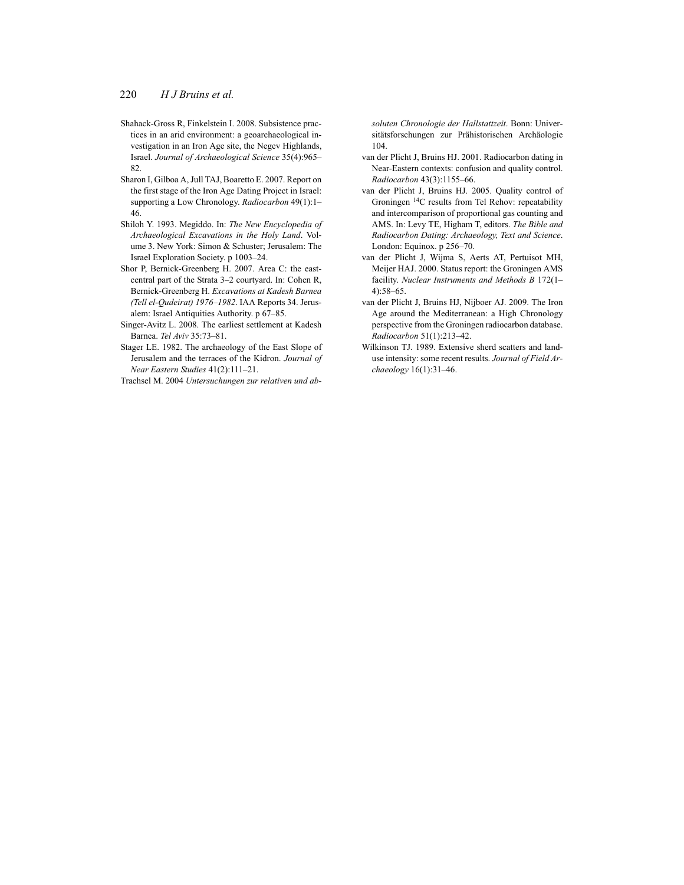Shahack-Gross R, Finkelstein I. 2008. Subsistence practices in an arid environment: a geoarchaeological investigation in an Iron Age site, the Negev Highlands, Israel. *Journal of Archaeological Science* 35(4):965–82.

Sharon I, Gilboa A, Jull TAJ, Boaretto E. 2007. Report on the first stage of the Iron Age Dating Project in Israel: supporting a Low Chronology. *Radiocarbon* 49(1):1–46.

Shiloh Y. 1993. Megiddo. In: *The New Encyclopedia of Archaeological Excavations in the Holy Land*. Volume 3. New York: Simon & Schuster; Jerusalem: The Israel Exploration Society. p 1003–24.

Shor P, Bernick-Greenberg H. 2007. Area C: the east-central part of the Strata 3–2 courtyard. In: Cohen R, Bernick-Greenberg H. *Excavations at Kadesh Barnea (Tell el-Qudeirat) 1976–1982*. IAA Reports 34. Jerusalem: Israel Antiquities Authority. p 67–85.

Singer-Avitz L. 2008. The earliest settlement at Kadesh Barnea. *Tel Aviv* 35:73–81.

Stager LE. 1982. The archaeology of the East Slope of Jerusalem and the terraces of the Kidron. *Journal of Near Eastern Studies* 41(2):111–21.

Trachsel M. 2004 *Untersuchungen zur relativen und absoluten Chronologie der Hallstattzeit*. Bonn: Universitätsforschungen zur Prähistorischen Archäologie 104.

van der Plicht J, Bruins HJ. 2001. Radiocarbon dating in Near-Eastern contexts: confusion and quality control. *Radiocarbon* 43(3):1155–66.

van der Plicht J, Bruins HJ. 2005. Quality control of Groningen $^{14}C$ results from Tel Rehov: repeatability and intercomparison of proportional gas counting and AMS. In: Levy TE, Higham T, editors. *The Bible and Radiocarbon Dating: Archaeology, Text and Science*. London: Equinox. p 256–70.

van der Plicht J, Wijma S, Aerts AT, Pertuisot MH, Meijer HAJ. 2000. Status report: the Groningen AMS facility. *Nuclear Instruments and Methods B* 172(1–4):58–65.

van der Plicht J, Bruins HJ, Nijboer AJ. 2009. The Iron Age around the Mediterranean: a High Chronology perspective from the Groningen radiocarbon database. *Radiocarbon* 51(1):213–42.

Wilkinson TJ. 1989. Extensive sherd scatters and land-use intensity: some recent results. *Journal of Field Archaeology* 16(1):31–46.